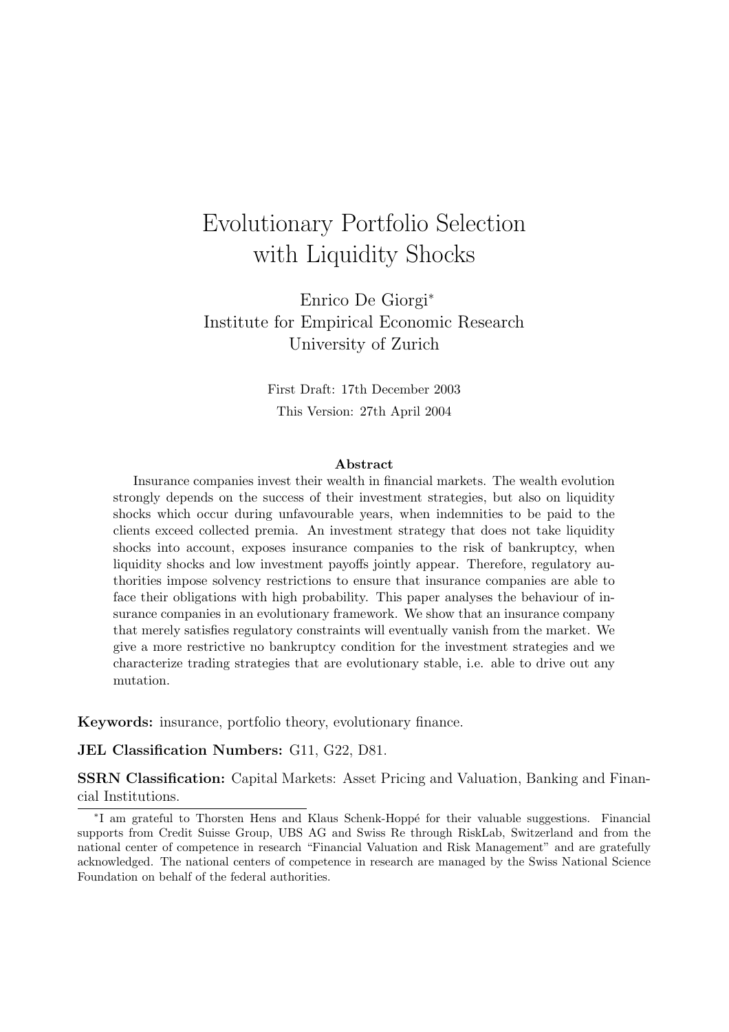# Evolutionary Portfolio Selection with Liquidity Shocks

Enrico De Giorgi*
Institute for Empirical Economic Research
University of Zurich

First Draft: 17th December 2003

This Version: 27th April 2004

### Abstract

Insurance companies invest their wealth in financial markets. The wealth evolution strongly depends on the success of their investment strategies, but also on liquidity shocks which occur during unfavourable years, when indemnities to be paid to the clients exceed collected premia. An investment strategy that does not take liquidity shocks into account, exposes insurance companies to the risk of bankruptcy, when liquidity shocks and low investment payoffs jointly appear. Therefore, regulatory authorities impose solvency restrictions to ensure that insurance companies are able to face their obligations with high probability. This paper analyses the behaviour of insurance companies in an evolutionary framework. We show that an insurance company that merely satisfies regulatory constraints will eventually vanish from the market. We give a more restrictive no bankruptcy condition for the investment strategies and we characterize trading strategies that are evolutionary stable, i.e. able to drive out any mutation.

**Keywords:** insurance, portfolio theory, evolutionary finance.

**JEL Classification Numbers:** G11, G22, D81.

**SSRN Classification:** Capital Markets: Asset Pricing and Valuation, Banking and Financial Institutions.

---

*I am grateful to Thorsten Hens and Klaus Schenk-Hoppé for their valuable suggestions. Financial supports from Credit Suisse Group, UBS AG and Swiss Re through RiskLab, Switzerland and from the national center of competence in research "Financial Valuation and Risk Management" and are gratefully acknowledged. The national centers of competence in research are managed by the Swiss National Science Foundation on behalf of the federal authorities.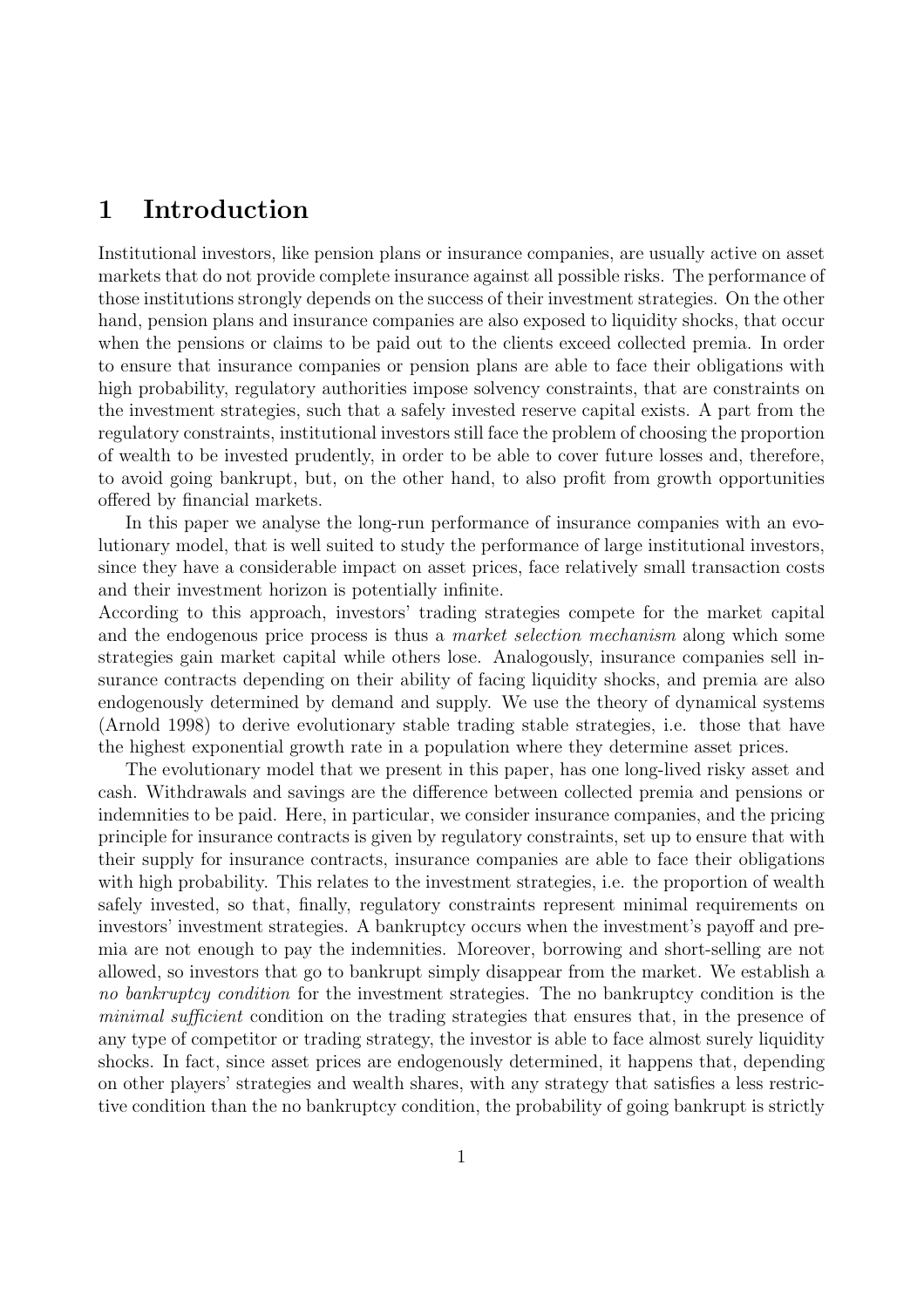# 1 Introduction

Institutional investors, like pension plans or insurance companies, are usually active on asset markets that do not provide complete insurance against all possible risks. The performance of those institutions strongly depends on the success of their investment strategies. On the other hand, pension plans and insurance companies are also exposed to liquidity shocks, that occur when the pensions or claims to be paid out to the clients exceed collected premia. In order to ensure that insurance companies or pension plans are able to face their obligations with high probability, regulatory authorities impose solvency constraints, that are constraints on the investment strategies, such that a safely invested reserve capital exists. A part from the regulatory constraints, institutional investors still face the problem of choosing the proportion of wealth to be invested prudently, in order to be able to cover future losses and, therefore, to avoid going bankrupt, but, on the other hand, to also profit from growth opportunities offered by financial markets.

In this paper we analyse the long-run performance of insurance companies with an evolutionary model, that is well suited to study the performance of large institutional investors, since they have a considerable impact on asset prices, face relatively small transaction costs and their investment horizon is potentially infinite.
According to this approach, investors' trading strategies compete for the market capital and the endogenous price process is thus a *market selection mechanism* along which some strategies gain market capital while others lose. Analogously, insurance companies sell insurance contracts depending on their ability of facing liquidity shocks, and premia are also endogenously determined by demand and supply. We use the theory of dynamical systems (Arnold 1998) to derive evolutionary stable trading stable strategies, i.e. those that have the highest exponential growth rate in a population where they determine asset prices.

The evolutionary model that we present in this paper, has one long-lived risky asset and cash. Withdrawals and savings are the difference between collected premia and pensions or indemnities to be paid. Here, in particular, we consider insurance companies, and the pricing principle for insurance contracts is given by regulatory constraints, set up to ensure that with their supply for insurance contracts, insurance companies are able to face their obligations with high probability. This relates to the investment strategies, i.e. the proportion of wealth safely invested, so that, finally, regulatory constraints represent minimal requirements on investors' investment strategies. A bankruptcy occurs when the investment's payoff and premia are not enough to pay the indemnities. Moreover, borrowing and short-selling are not allowed, so investors that go to bankrupt simply disappear from the market. We establish a *no bankruptcy condition* for the investment strategies. The no bankruptcy condition is the *minimal sufficient* condition on the trading strategies that ensures that, in the presence of any type of competitor or trading strategy, the investor is able to face almost surely liquidity shocks. In fact, since asset prices are endogenously determined, it happens that, depending on other players' strategies and wealth shares, with any strategy that satisfies a less restrictive condition than the no bankruptcy condition, the probability of going bankrupt is strictly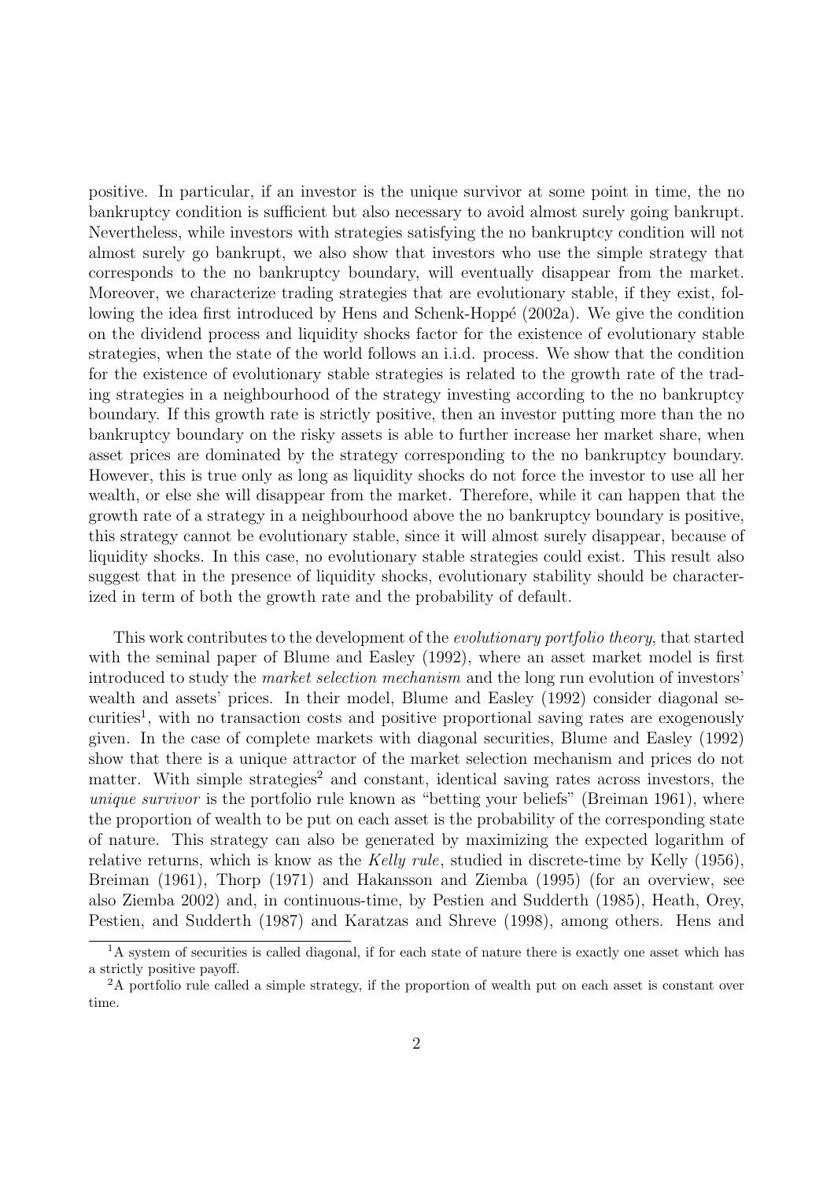positive. In particular, if an investor is the unique survivor at some point in time, the no bankruptcy condition is sufficient but also necessary to avoid almost surely going bankrupt. Nevertheless, while investors with strategies satisfying the no bankruptcy condition will not almost surely go bankrupt, we also show that investors who use the simple strategy that corresponds to the no bankruptcy boundary, will eventually disappear from the market. Moreover, we characterize trading strategies that are evolutionary stable, if they exist, following the idea first introduced by Hens and Schenk-Hoppé (2002a). We give the condition on the dividend process and liquidity shocks factor for the existence of evolutionary stable strategies, when the state of the world follows an i.i.d. process. We show that the condition for the existence of evolutionary stable strategies is related to the growth rate of the trading strategies in a neighbourhood of the strategy investing according to the no bankruptcy boundary. If this growth rate is strictly positive, then an investor putting more than the no bankruptcy boundary on the risky assets is able to further increase her market share, when asset prices are dominated by the strategy corresponding to the no bankruptcy boundary. However, this is true only as long as liquidity shocks do not force the investor to use all her wealth, or else she will disappear from the market. Therefore, while it can happen that the growth rate of a strategy in a neighbourhood above the no bankruptcy boundary is positive, this strategy cannot be evolutionary stable, since it will almost surely disappear, because of liquidity shocks. In this case, no evolutionary stable strategies could exist. This result also suggest that in the presence of liquidity shocks, evolutionary stability should be characterized in term of both the growth rate and the probability of default.

This work contributes to the development of the *evolutionary portfolio theory*, that started with the seminal paper of Blume and Easley (1992), where an asset market model is first introduced to study the *market selection mechanism* and the long run evolution of investors' wealth and assets' prices. In their model, Blume and Easley (1992) consider diagonal securities[1], with no transaction costs and positive proportional saving rates are exogenously given. In the case of complete markets with diagonal securities, Blume and Easley (1992) show that there is a unique attractor of the market selection mechanism and prices do not matter. With simple strategies[2] and constant, identical saving rates across investors, the *unique survivor* is the portfolio rule known as "betting your beliefs" (Breiman 1961), where the proportion of wealth to be put on each asset is the probability of the corresponding state of nature. This strategy can also be generated by maximizing the expected logarithm of relative returns, which is know as the *Kelly rule*, studied in discrete-time by Kelly (1956), Breiman (1961), Thorp (1971) and Hakansson and Ziemba (1995) (for an overview, see also Ziemba 2002) and, in continuous-time, by Pestien and Sudderth (1985), Heath, Orey, Pestien, and Sudderth (1987) and Karatzas and Shreve (1998), among others. Hens and

[1] A system of securities is called diagonal, if for each state of nature there is exactly one asset which has a strictly positive payoff.

[2] A portfolio rule called a simple strategy, if the proportion of wealth put on each asset is constant over time.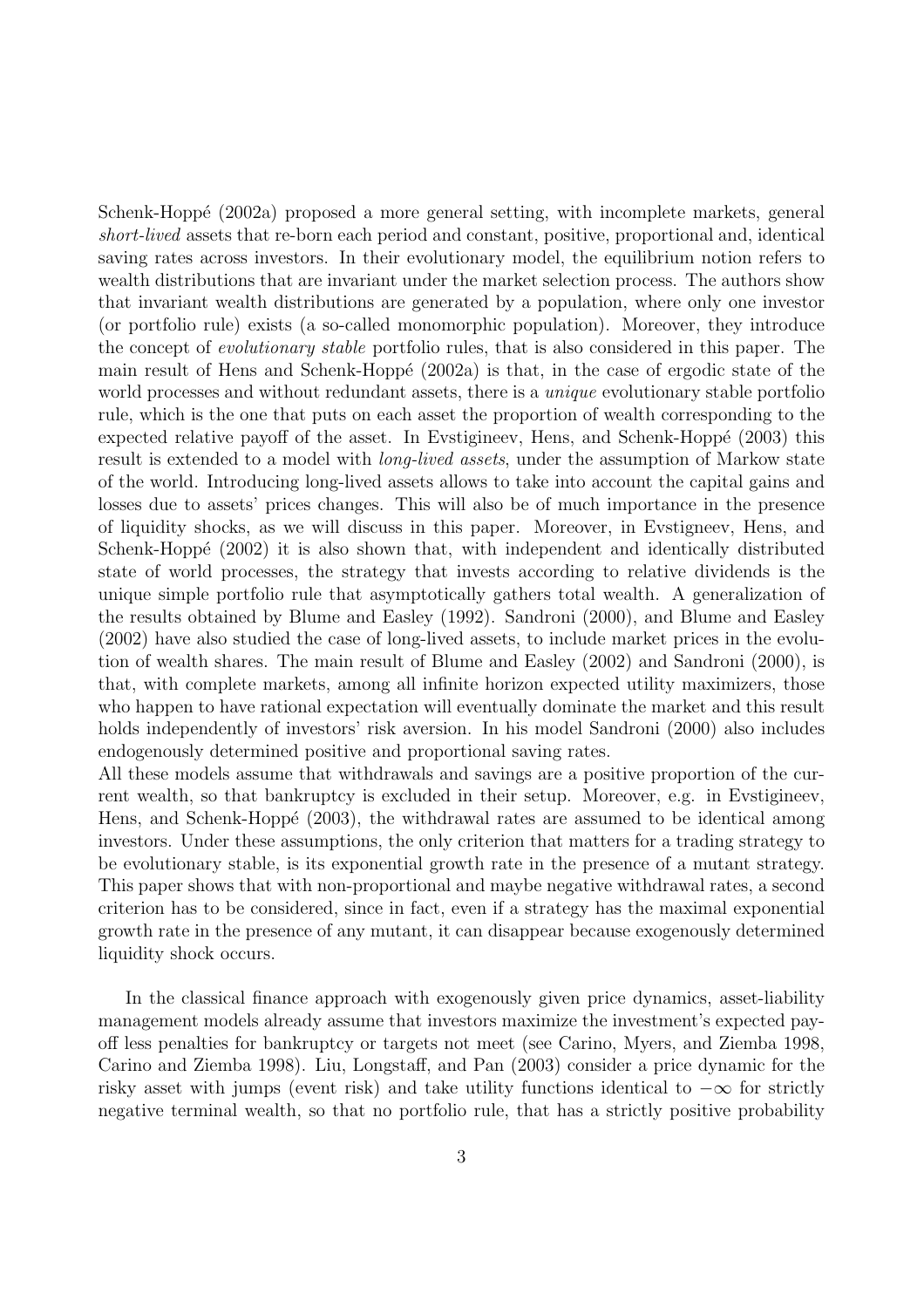Schenk-Hoppé (2002a) proposed a more general setting, with incomplete markets, general *short-lived* assets that re-born each period and constant, positive, proportional and, identical saving rates across investors. In their evolutionary model, the equilibrium notion refers to wealth distributions that are invariant under the market selection process. The authors show that invariant wealth distributions are generated by a population, where only one investor (or portfolio rule) exists (a so-called monomorphic population). Moreover, they introduce the concept of *evolutionary stable* portfolio rules, that is also considered in this paper. The main result of Hens and Schenk-Hoppé (2002a) is that, in the case of ergodic state of the world processes and without redundant assets, there is a *unique* evolutionary stable portfolio rule, which is the one that puts on each asset the proportion of wealth corresponding to the expected relative payoff of the asset. In Evstigineev, Hens, and Schenk-Hoppé (2003) this result is extended to a model with *long-lived assets*, under the assumption of Markow state of the world. Introducing long-lived assets allows to take into account the capital gains and losses due to assets' prices changes. This will also be of much importance in the presence of liquidity shocks, as we will discuss in this paper. Moreover, in Evstigneev, Hens, and Schenk-Hoppé (2002) it is also shown that, with independent and identically distributed state of world processes, the strategy that invests according to relative dividends is the unique simple portfolio rule that asymptotically gathers total wealth. A generalization of the results obtained by Blume and Easley (1992). Sandroni (2000), and Blume and Easley (2002) have also studied the case of long-lived assets, to include market prices in the evolution of wealth shares. The main result of Blume and Easley (2002) and Sandroni (2000), is that, with complete markets, among all infinite horizon expected utility maximizers, those who happen to have rational expectation will eventually dominate the market and this result holds independently of investors' risk aversion. In his model Sandroni (2000) also includes endogenously determined positive and proportional saving rates.

All these models assume that withdrawals and savings are a positive proportion of the current wealth, so that bankruptcy is excluded in their setup. Moreover, e.g. in Evstigineev, Hens, and Schenk-Hoppé (2003), the withdrawal rates are assumed to be identical among investors. Under these assumptions, the only criterion that matters for a trading strategy to be evolutionary stable, is its exponential growth rate in the presence of a mutant strategy. This paper shows that with non-proportional and maybe negative withdrawal rates, a second criterion has to be considered, since in fact, even if a strategy has the maximal exponential growth rate in the presence of any mutant, it can disappear because exogenously determined liquidity shock occurs.

In the classical finance approach with exogenously given price dynamics, asset-liability management models already assume that investors maximize the investment's expected payoff less penalties for bankruptcy or targets not meet (see Carino, Myers, and Ziemba 1998, Carino and Ziemba 1998). Liu, Longstaff, and Pan (2003) consider a price dynamic for the risky asset with jumps (event risk) and take utility functions identical to $-\infty$ for strictly negative terminal wealth, so that no portfolio rule, that has a strictly positive probability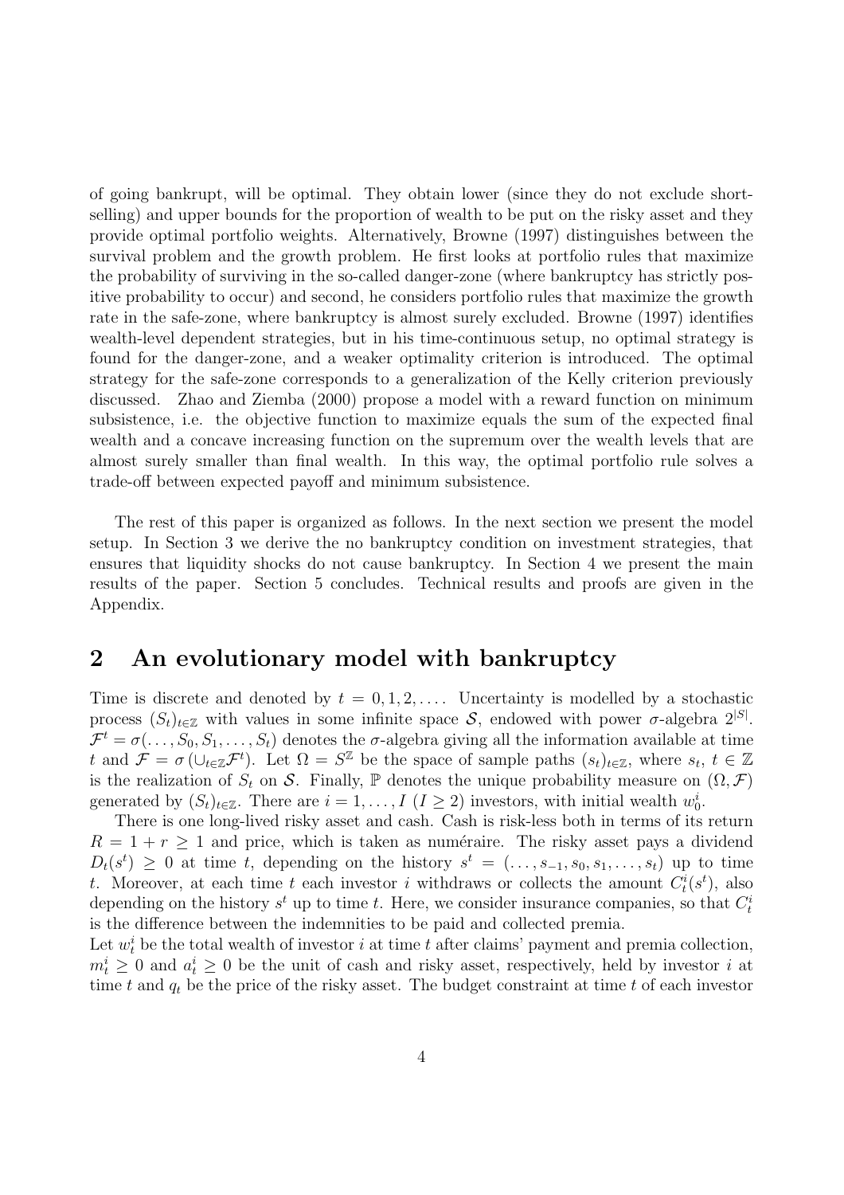of going bankrupt, will be optimal. They obtain lower (since they do not exclude short-selling) and upper bounds for the proportion of wealth to be put on the risky asset and they provide optimal portfolio weights. Alternatively, Browne (1997) distinguishes between the survival problem and the growth problem. He first looks at portfolio rules that maximize the probability of surviving in the so-called danger-zone (where bankruptcy has strictly positive probability to occur) and second, he considers portfolio rules that maximize the growth rate in the safe-zone, where bankruptcy is almost surely excluded. Browne (1997) identifies wealth-level dependent strategies, but in his time-continuous setup, no optimal strategy is found for the danger-zone, and a weaker optimality criterion is introduced. The optimal strategy for the safe-zone corresponds to a generalization of the Kelly criterion previously discussed. Zhao and Ziemba (2000) propose a model with a reward function on minimum subsistence, i.e. the objective function to maximize equals the sum of the expected final wealth and a concave increasing function on the supremum over the wealth levels that are almost surely smaller than final wealth. In this way, the optimal portfolio rule solves a trade-off between expected payoff and minimum subsistence.

The rest of this paper is organized as follows. In the next section we present the model setup. In Section 3 we derive the no bankruptcy condition on investment strategies, that ensures that liquidity shocks do not cause bankruptcy. In Section 4 we present the main results of the paper. Section 5 concludes. Technical results and proofs are given in the Appendix.

## 2 An evolutionary model with bankruptcy

Time is discrete and denoted by $t = 0, 1, 2, \ldots$. Uncertainty is modelled by a stochastic process $(S_t)_{t\in\mathbb{Z}}$ with values in some infinite space $\mathcal{S}$, endowed with power $\sigma$-algebra $2^{|S|}$. $\mathcal{F}^t = \sigma(\ldots, S_0, S_1, \ldots, S_t)$ denotes the $\sigma$-algebra giving all the information available at time $t$ and $\mathcal{F} = \sigma\left(\cup_{t\in\mathbb{Z}}\mathcal{F}^t\right)$. Let $\Omega = S^{\mathbb{Z}}$ be the space of sample paths $(s_t)_{t\in\mathbb{Z}}$, where $s_t$, $t \in \mathbb{Z}$ is the realization of $S_t$ on $\mathcal{S}$. Finally, $\mathbb{P}$ denotes the unique probability measure on $(\Omega, \mathcal{F})$ generated by $(S_t)_{t\in\mathbb{Z}}$. There are $i = 1, \ldots, I$ ($I \geq 2$) investors, with initial wealth $w_0^i$.

There is one long-lived risky asset and cash. Cash is risk-less both in terms of its return $R = 1 + r \geq 1$ and price, which is taken as numéraire. The risky asset pays a dividend $D_t(s^t) \geq 0$ at time $t$, depending on the history $s^t = (\ldots, s_{-1}, s_0, s_1, \ldots, s_t)$ up to time $t$. Moreover, at each time $t$ each investor $i$ withdraws or collects the amount $C_t^i(s^t)$, also depending on the history $s^t$ up to time $t$. Here, we consider insurance companies, so that $C_t^i$ is the difference between the indemnities to be paid and collected premia.
Let $w_t^i$ be the total wealth of investor $i$ at time $t$ after claims' payment and premia collection, $m_t^i \geq 0$ and $a_t^i \geq 0$ be the unit of cash and risky asset, respectively, held by investor $i$ at time $t$ and $q_t$ be the price of the risky asset. The budget constraint at time $t$ of each investor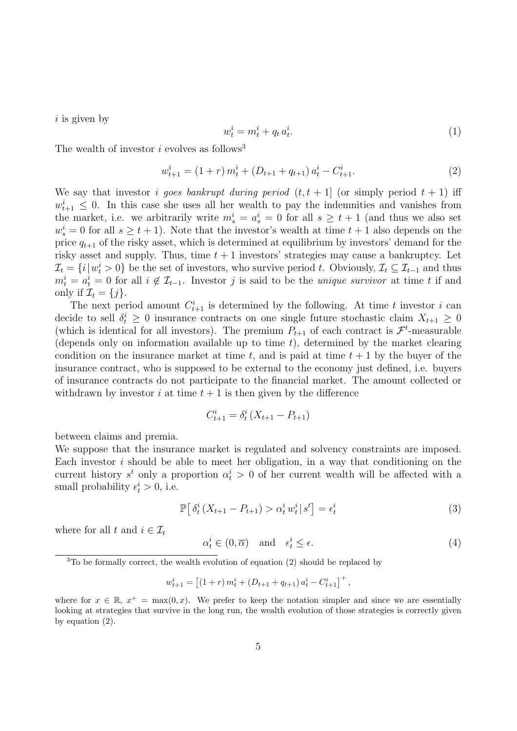$i$ is given by

$$w_t^i = m_t^i + q_t\, a_t^i. \tag{1}$$

The wealth of investor $i$ evolves as follows[3]

$$w_{t+1}^i = (1+r)\, m_t^i + (D_{t+1} + q_{t+1})\, a_t^i - C_{t+1}^i. \tag{2}$$

We say that investor $i$ *goes bankrupt during period* $(t, t+1]$ (or simply period $t+1$) iff $w_{t+1}^i \leq 0$. In this case she uses all her wealth to pay the indemnities and vanishes from the market, i.e. we arbitrarily write $m_s^i = a_s^i = 0$ for all $s \geq t+1$ (and thus we also set $w_s^i = 0$ for all $s \geq t+1$). Note that the investor's wealth at time $t+1$ also depends on the price $q_{t+1}$ of the risky asset, which is determined at equilibrium by investors' demand for the risky asset and supply. Thus, time $t+1$ investors' strategies may cause a bankruptcy. Let $\mathcal{I}_t = \{i \,|\, w_t^i > 0\}$ be the set of investors, who survive period $t$. Obviously, $\mathcal{I}_t \subseteq \mathcal{I}_{t-1}$ and thus $m_t^i = a_t^i = 0$ for all $i \notin \mathcal{I}_{t-1}$. Investor $j$ is said to be the *unique survivor* at time $t$ if and only if $\mathcal{I}_t = \{j\}$.

The next period amount $C_{t+1}^i$ is determined by the following. At time $t$ investor $i$ can decide to sell $\delta_t^i \geq 0$ insurance contracts on one single future stochastic claim $X_{t+1} \geq 0$ (which is identical for all investors). The premium $P_{t+1}$ of each contract is $\mathcal{F}^t$-measurable (depends only on information available up to time $t$), determined by the market clearing condition on the insurance market at time $t$, and is paid at time $t+1$ by the buyer of the insurance contract, who is supposed to be external to the economy just defined, i.e. buyers of insurance contracts do not participate to the financial market. The amount collected or withdrawn by investor $i$ at time $t+1$ is then given by the difference

$$C_{t+1}^i = \delta_t^i\, (X_{t+1} - P_{t+1})$$

between claims and premia.

We suppose that the insurance market is regulated and solvency constraints are imposed. Each investor $i$ should be able to meet her obligation, in a way that conditioning on the current history $s^t$ only a proportion $\alpha_t^i > 0$ of her current wealth will be affected with a small probability $\epsilon_t^i > 0$, i.e.

$$\mathbb{P}\big[\, \delta_t^i\, (X_{t+1} - P_{t+1}) > \alpha_t^i\, w_t^i \,|\, s^t \big] = \epsilon_t^i \tag{3}$$

where for all $t$ and $i \in \mathcal{I}_t$

$$\alpha_t^i \in (0, \overline{\alpha}) \quad \text{and} \quad \epsilon_t^i \leq \epsilon. \tag{4}$$

---

[3] To be formally correct, the wealth evolution of equation (2) should be replaced by

$$w_{t+1}^i = \big[(1+r)\, m_t^i + (D_{t+1} + q_{t+1})\, a_t^i - C_{t+1}^i\big]^+,$$

where for $x \in \mathbb{R}$, $x^+ = \max(0, x)$. We prefer to keep the notation simpler and since we are essentially looking at strategies that survive in the long run, the wealth evolution of those strategies is correctly given by equation (2).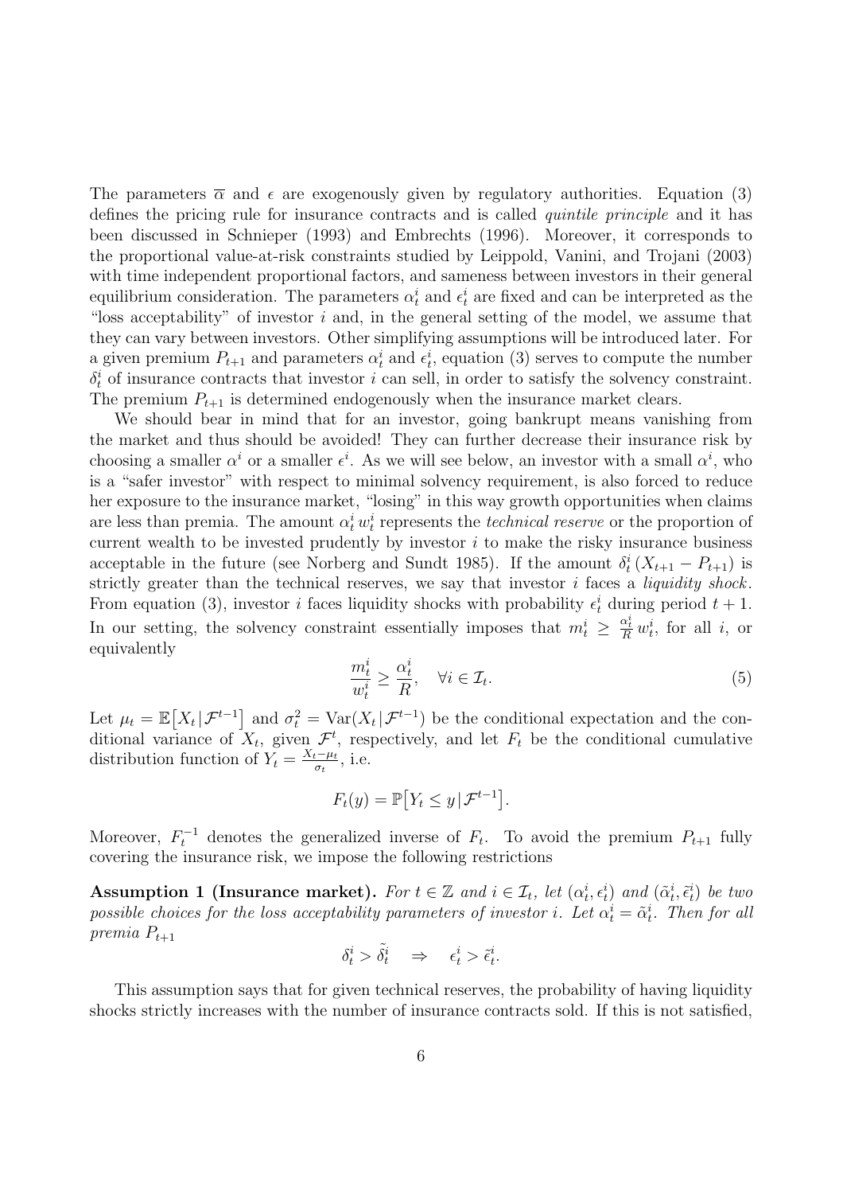The parameters $\overline{\alpha}$ and $\epsilon$ are exogenously given by regulatory authorities. Equation (3) defines the pricing rule for insurance contracts and is called *quintile principle* and it has been discussed in Schnieper (1993) and Embrechts (1996). Moreover, it corresponds to the proportional value-at-risk constraints studied by Leippold, Vanini, and Trojani (2003) with time independent proportional factors, and sameness between investors in their general equilibrium consideration. The parameters $\alpha_t^i$ and $\epsilon_t^i$ are fixed and can be interpreted as the "loss acceptability" of investor $i$ and, in the general setting of the model, we assume that they can vary between investors. Other simplifying assumptions will be introduced later. For a given premium $P_{t+1}$ and parameters $\alpha_t^i$ and $\epsilon_t^i$, equation (3) serves to compute the number $\delta_t^i$ of insurance contracts that investor $i$ can sell, in order to satisfy the solvency constraint. The premium $P_{t+1}$ is determined endogenously when the insurance market clears.

We should bear in mind that for an investor, going bankrupt means vanishing from the market and thus should be avoided! They can further decrease their insurance risk by choosing a smaller $\alpha^i$ or a smaller $\epsilon^i$. As we will see below, an investor with a small $\alpha^i$, who is a "safer investor" with respect to minimal solvency requirement, is also forced to reduce her exposure to the insurance market, "losing" in this way growth opportunities when claims are less than premia. The amount $\alpha_t^i w_t^i$ represents the *technical reserve* or the proportion of current wealth to be invested prudently by investor $i$ to make the risky insurance business acceptable in the future (see Norberg and Sundt 1985). If the amount $\delta_t^i (X_{t+1} - P_{t+1})$ is strictly greater than the technical reserves, we say that investor $i$ faces a *liquidity shock*. From equation (3), investor $i$ faces liquidity shocks with probability $\epsilon_t^i$ during period $t+1$. In our setting, the solvency constraint essentially imposes that $m_t^i \geq \frac{\alpha_t^i}{R} w_t^i$, for all $i$, or equivalently

$$\frac{m_t^i}{w_t^i} \geq \frac{\alpha_t^i}{R}, \quad \forall i \in \mathcal{I}_t. \tag{5}$$

Let $\mu_t = \mathbb{E}\big[X_t \,|\, \mathcal{F}^{t-1}\big]$ and $\sigma_t^2 = \mathrm{Var}(X_t \,|\, \mathcal{F}^{t-1})$ be the conditional expectation and the conditional variance of $X_t$, given $\mathcal{F}^t$, respectively, and let $F_t$ be the conditional cumulative distribution function of $Y_t = \frac{X_t - \mu_t}{\sigma_t}$, i.e.

$$F_t(y) = \mathbb{P}\big[Y_t \leq y \,|\, \mathcal{F}^{t-1}\big].$$

Moreover, $F_t^{-1}$ denotes the generalized inverse of $F_t$. To avoid the premium $P_{t+1}$ fully covering the insurance risk, we impose the following restrictions

**Assumption 1 (Insurance market).** *For $t \in \mathbb{Z}$ and $i \in \mathcal{I}_t$, let $(\alpha_t^i, \epsilon_t^i)$ and $(\tilde{\alpha}_t^i, \tilde{\epsilon}_t^i)$ be two possible choices for the loss acceptability parameters of investor $i$. Let $\alpha_t^i = \tilde{\alpha}_t^i$. Then for all premia $P_{t+1}$*

$$\delta_t^i > \tilde{\delta}_t^i \quad \Rightarrow \quad \epsilon_t^i > \tilde{\epsilon}_t^i.$$

This assumption says that for given technical reserves, the probability of having liquidity shocks strictly increases with the number of insurance contracts sold. If this is not satisfied,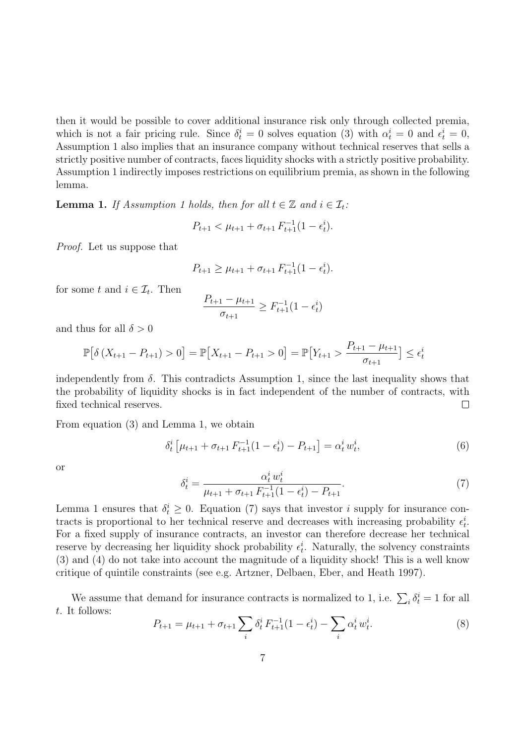then it would be possible to cover additional insurance risk only through collected premia, which is not a fair pricing rule. Since $\delta_t^i = 0$ solves equation (3) with $\alpha_t^i = 0$ and $\epsilon_t^i = 0$, Assumption 1 also implies that an insurance company without technical reserves that sells a strictly positive number of contracts, faces liquidity shocks with a strictly positive probability. Assumption 1 indirectly imposes restrictions on equilibrium premia, as shown in the following lemma.

**Lemma 1.** *If Assumption 1 holds, then for all $t \in \mathbb{Z}$ and $i \in \mathcal{I}_t$:*

$$P_{t+1} < \mu_{t+1} + \sigma_{t+1} F_{t+1}^{-1}(1 - \epsilon_t^i).$$

*Proof.* Let us suppose that

$$P_{t+1} \geq \mu_{t+1} + \sigma_{t+1} F_{t+1}^{-1}(1 - \epsilon_t^i).$$

for some $t$ and $i \in \mathcal{I}_t$. Then

$$\frac{P_{t+1} - \mu_{t+1}}{\sigma_{t+1}} \geq F_{t+1}^{-1}(1 - \epsilon_t^i)$$

and thus for all $\delta > 0$

$$\mathbb{P}\big[\delta\,(X_{t+1} - P_{t+1}) > 0\big] = \mathbb{P}\big[X_{t+1} - P_{t+1} > 0\big] = \mathbb{P}\big[Y_{t+1} > \frac{P_{t+1} - \mu_{t+1}}{\sigma_{t+1}}\big] \leq \epsilon_t^i$$

independently from $\delta$. This contradicts Assumption 1, since the last inequality shows that the probability of liquidity shocks is in fact independent of the number of contracts, with fixed technical reserves. ∎

From equation (3) and Lemma 1, we obtain

$$\delta_t^i \left[\mu_{t+1} + \sigma_{t+1} F_{t+1}^{-1}(1 - \epsilon_t^i) - P_{t+1}\right] = \alpha_t^i\, w_t^i, \tag{6}$$

or

$$\delta_t^i = \frac{\alpha_t^i\, w_t^i}{\mu_{t+1} + \sigma_{t+1} F_{t+1}^{-1}(1 - \epsilon_t^i) - P_{t+1}}. \tag{7}$$

Lemma 1 ensures that $\delta_t^i \geq 0$. Equation (7) says that investor $i$ supply for insurance contracts is proportional to her technical reserve and decreases with increasing probability $\epsilon_t^i$. For a fixed supply of insurance contracts, an investor can therefore decrease her technical reserve by decreasing her liquidity shock probability $\epsilon_t^i$. Naturally, the solvency constraints (3) and (4) do not take into account the magnitude of a liquidity shock! This is a well know critique of quintile constraints (see e.g. Artzner, Delbaen, Eber, and Heath 1997).

We assume that demand for insurance contracts is normalized to 1, i.e. $\sum_i \delta_t^i = 1$ for all $t$. It follows:

$$P_{t+1} = \mu_{t+1} + \sigma_{t+1} \sum_i \delta_t^i\, F_{t+1}^{-1}(1 - \epsilon_t^i) - \sum_i \alpha_t^i\, w_t^i. \tag{8}$$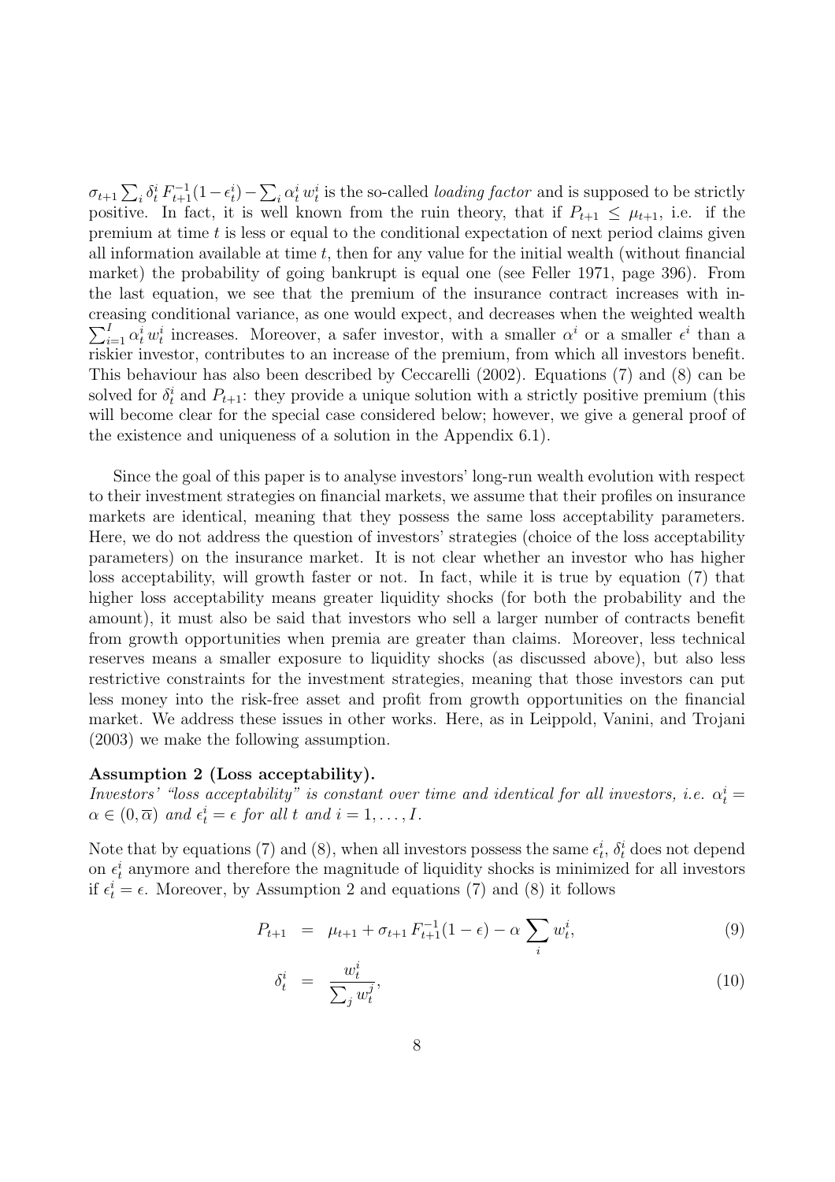$\sigma_{t+1} \sum_i \delta_t^i F_{t+1}^{-1}(1-\epsilon_t^i) - \sum_i \alpha_t^i w_t^i$ is the so-called *loading factor* and is supposed to be strictly positive. In fact, it is well known from the ruin theory, that if $P_{t+1} \leq \mu_{t+1}$, i.e. if the premium at time $t$ is less or equal to the conditional expectation of next period claims given all information available at time $t$, then for any value for the initial wealth (without financial market) the probability of going bankrupt is equal one (see Feller 1971, page 396). From the last equation, we see that the premium of the insurance contract increases with increasing conditional variance, as one would expect, and decreases when the weighted wealth $\sum_{i=1}^{I} \alpha_t^i w_t^i$ increases. Moreover, a safer investor, with a smaller $\alpha^i$ or a smaller $\epsilon^i$ than a riskier investor, contributes to an increase of the premium, from which all investors benefit. This behaviour has also been described by Ceccarelli (2002). Equations (7) and (8) can be solved for $\delta_t^i$ and $P_{t+1}$: they provide a unique solution with a strictly positive premium (this will become clear for the special case considered below; however, we give a general proof of the existence and uniqueness of a solution in the Appendix 6.1).

Since the goal of this paper is to analyse investors' long-run wealth evolution with respect to their investment strategies on financial markets, we assume that their profiles on insurance markets are identical, meaning that they possess the same loss acceptability parameters. Here, we do not address the question of investors' strategies (choice of the loss acceptability parameters) on the insurance market. It is not clear whether an investor who has higher loss acceptability, will growth faster or not. In fact, while it is true by equation (7) that higher loss acceptability means greater liquidity shocks (for both the probability and the amount), it must also be said that investors who sell a larger number of contracts benefit from growth opportunities when premia are greater than claims. Moreover, less technical reserves means a smaller exposure to liquidity shocks (as discussed above), but also less restrictive constraints for the investment strategies, meaning that those investors can put less money into the risk-free asset and profit from growth opportunities on the financial market. We address these issues in other works. Here, as in Leippold, Vanini, and Trojani (2003) we make the following assumption.

**Assumption 2 (Loss acceptability).**
*Investors' "loss acceptability" is constant over time and identical for all investors, i.e.* $\alpha_t^i = \alpha \in (0, \overline{\alpha})$ *and* $\epsilon_t^i = \epsilon$ *for all* $t$ *and* $i = 1, \ldots, I$.

Note that by equations (7) and (8), when all investors possess the same $\epsilon_t^i$, $\delta_t^i$ does not depend on $\epsilon_t^i$ anymore and therefore the magnitude of liquidity shocks is minimized for all investors if $\epsilon_t^i = \epsilon$. Moreover, by Assumption 2 and equations (7) and (8) it follows

$$P_{t+1} = \mu_{t+1} + \sigma_{t+1} F_{t+1}^{-1}(1-\epsilon) - \alpha \sum_i w_t^i, \tag{9}$$

$$\delta_t^i = \frac{w_t^i}{\sum_j w_t^j}, \tag{10}$$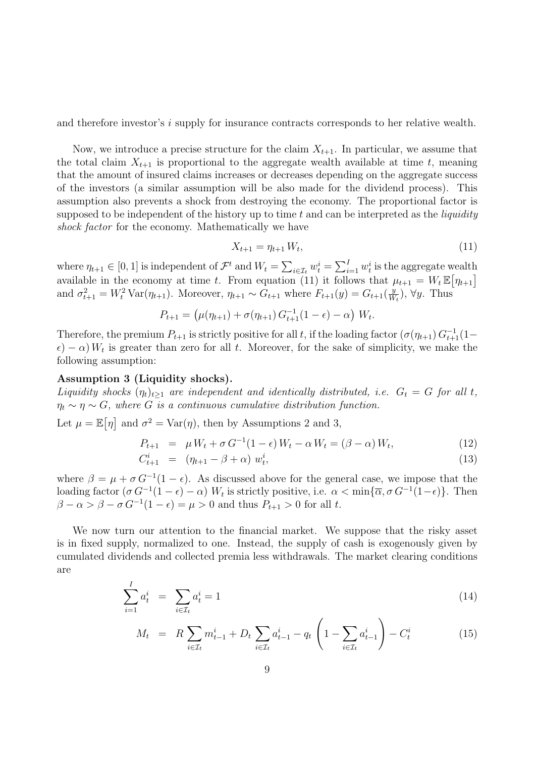and therefore investor's $i$ supply for insurance contracts corresponds to her relative wealth.

Now, we introduce a precise structure for the claim $X_{t+1}$. In particular, we assume that the total claim $X_{t+1}$ is proportional to the aggregate wealth available at time $t$, meaning that the amount of insured claims increases or decreases depending on the aggregate success of the investors (a similar assumption will be also made for the dividend process). This assumption also prevents a shock from destroying the economy. The proportional factor is supposed to be independent of the history up to time $t$ and can be interpreted as the *liquidity shock factor* for the economy. Mathematically we have

$$X_{t+1} = \eta_{t+1} W_t, \tag{11}$$

where $\eta_{t+1} \in [0,1]$ is independent of $\mathcal{F}^t$ and $W_t = \sum_{i\in\mathcal{I}_t} w_t^i = \sum_{i=1}^I w_t^i$ is the aggregate wealth available in the economy at time $t$. From equation (11) it follows that $\mu_{t+1} = W_t\,\mathbb{E}\big[\eta_{t+1}\big]$ and $\sigma_{t+1}^2 = W_t^2\,\mathrm{Var}(\eta_{t+1})$. Moreover, $\eta_{t+1} \sim G_{t+1}$ where $F_{t+1}(y) = G_{t+1}(\frac{y}{W_t})$, $\forall y$. Thus

$$P_{t+1} = \big(\mu(\eta_{t+1}) + \sigma(\eta_{t+1})\,G_{t+1}^{-1}(1-\epsilon) - \alpha\big)\;W_t.$$

Therefore, the premium $P_{t+1}$ is strictly positive for all $t$, if the loading factor $(\sigma(\eta_{t+1})\,G_{t+1}^{-1}(1-\epsilon) - \alpha)\,W_t$ is greater than zero for all $t$. Moreover, for the sake of simplicity, we make the following assumption:

**Assumption 3 (Liquidity shocks).**
*Liquidity shocks $(\eta_t)_{t\geq 1}$ are independent and identically distributed, i.e. $G_t = G$ for all $t$, $\eta_t \sim \eta \sim G$, where $G$ is a continuous cumulative distribution function.*

Let $\mu = \mathbb{E}\big[\eta\big]$ and $\sigma^2 = \mathrm{Var}(\eta)$, then by Assumptions 2 and 3,

$$P_{t+1} \;=\; \mu\,W_t + \sigma\,G^{-1}(1-\epsilon)\,W_t - \alpha\,W_t = (\beta - \alpha)\,W_t, \tag{12}$$

$$C_{t+1}^i \;=\; (\eta_{t+1} - \beta + \alpha)\;w_t^i, \tag{13}$$

where $\beta = \mu + \sigma\,G^{-1}(1-\epsilon)$. As discussed above for the general case, we impose that the loading factor $(\sigma\,G^{-1}(1-\epsilon) - \alpha)\;W_t$ is strictly positive, i.e. $\alpha < \min\{\overline{\alpha}, \sigma\,G^{-1}(1-\epsilon)\}$. Then $\beta - \alpha > \beta - \sigma\,G^{-1}(1-\epsilon) = \mu > 0$ and thus $P_{t+1} > 0$ for all $t$.

We now turn our attention to the financial market. We suppose that the risky asset is in fixed supply, normalized to one. Instead, the supply of cash is exogenously given by cumulated dividends and collected premia less withdrawals. The market clearing conditions are

$$\sum_{i=1}^I a_t^i \;=\; \sum_{i\in\mathcal{I}_t} a_t^i = 1 \tag{14}$$

$$M_t \;=\; R\sum_{i\in\mathcal{I}_t} m_{t-1}^i + D_t\sum_{i\in\mathcal{I}_t} a_{t-1}^i - q_t\left(1 - \sum_{i\in\mathcal{I}_t} a_{t-1}^i\right) - C_t^i \tag{15}$$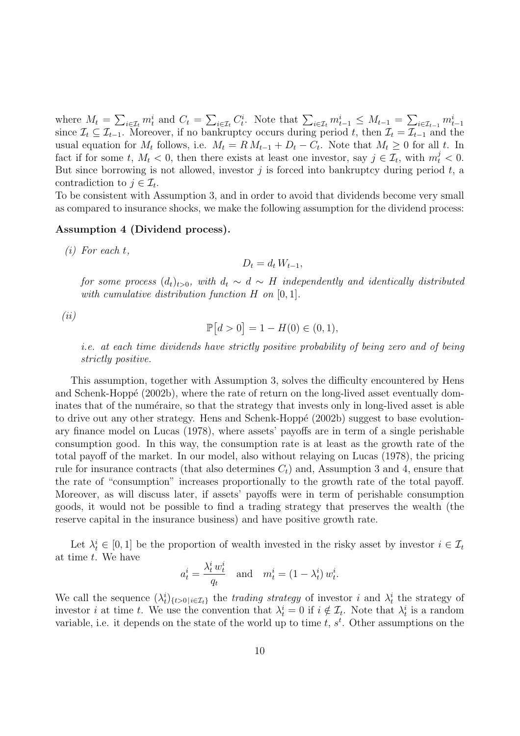where $M_t = \sum_{i \in \mathcal{I}_t} m_t^i$ and $C_t = \sum_{i \in \mathcal{I}_t} C_t^i$. Note that $\sum_{i \in \mathcal{I}_t} m_{t-1}^i \leq M_{t-1} = \sum_{i \in \mathcal{I}_{t-1}} m_{t-1}^i$ since $\mathcal{I}_t \subseteq \mathcal{I}_{t-1}$. Moreover, if no bankruptcy occurs during period $t$, then $\mathcal{I}_t = \mathcal{I}_{t-1}$ and the usual equation for $M_t$ follows, i.e. $M_t = R\, M_{t-1} + D_t - C_t$. Note that $M_t \geq 0$ for all $t$. In fact if for some $t$, $M_t < 0$, then there exists at least one investor, say $j \in \mathcal{I}_t$, with $m_t^j < 0$. But since borrowing is not allowed, investor $j$ is forced into bankruptcy during period $t$, a contradiction to $j \in \mathcal{I}_t$.

To be consistent with Assumption 3, and in order to avoid that dividends become very small as compared to insurance shocks, we make the following assumption for the dividend process:

**Assumption 4 (Dividend process).**

*(i) For each $t$,*

$$D_t = d_t\, W_{t-1},$$

*for some process $(d_t)_{t>0}$, with $d_t \sim d \sim H$ independently and identically distributed with cumulative distribution function $H$ on $[0, 1]$.*

*(ii)*

$$\mathbb{P}\big[d > 0\big] = 1 - H(0) \in (0, 1),$$

*i.e. at each time dividends have strictly positive probability of being zero and of being strictly positive.*

This assumption, together with Assumption 3, solves the difficulty encountered by Hens and Schenk-Hoppé (2002b), where the rate of return on the long-lived asset eventually dominates that of the numéraire, so that the strategy that invests only in long-lived asset is able to drive out any other strategy. Hens and Schenk-Hoppé (2002b) suggest to base evolutionary finance model on Lucas (1978), where assets' payoffs are in term of a single perishable consumption good. In this way, the consumption rate is at least as the growth rate of the total payoff of the market. In our model, also without relaying on Lucas (1978), the pricing rule for insurance contracts (that also determines $C_t$) and, Assumption 3 and 4, ensure that the rate of "consumption" increases proportionally to the growth rate of the total payoff. Moreover, as will discuss later, if assets' payoffs were in term of perishable consumption goods, it would not be possible to find a trading strategy that preserves the wealth (the reserve capital in the insurance business) and have positive growth rate.

Let $\lambda_t^i \in [0, 1]$ be the proportion of wealth invested in the risky asset by investor $i \in \mathcal{I}_t$ at time $t$. We have

$$a_t^i = \frac{\lambda_t^i\, w_t^i}{q_t} \quad \text{and} \quad m_t^i = (1 - \lambda_t^i)\, w_t^i.$$

We call the sequence $(\lambda_t^i)_{\{t>0 \,|\, i \in \mathcal{I}_t\}}$ the *trading strategy* of investor $i$ and $\lambda_t^i$ the strategy of investor $i$ at time $t$. We use the convention that $\lambda_t^i = 0$ if $i \notin \mathcal{I}_t$. Note that $\lambda_t^i$ is a random variable, i.e. it depends on the state of the world up to time $t$, $s^t$. Other assumptions on the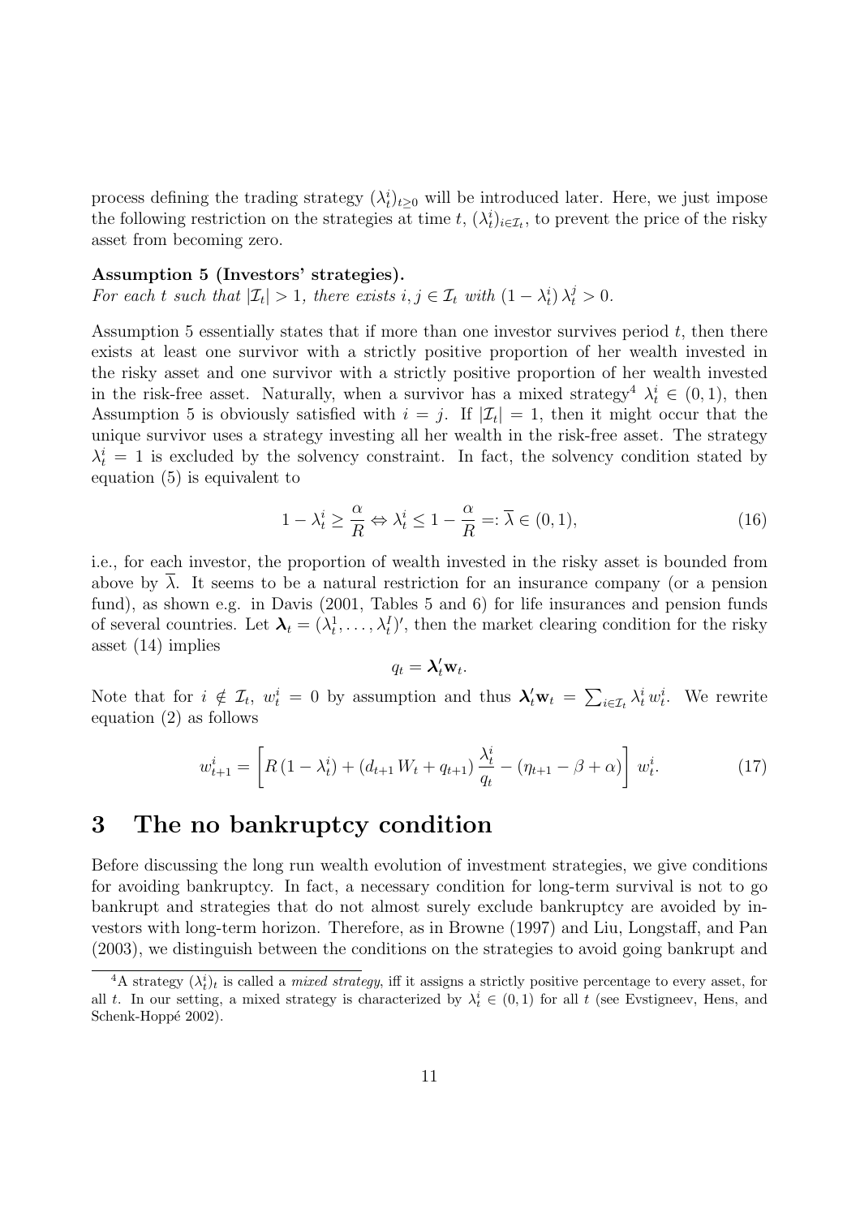process defining the trading strategy $(\lambda_t^i)_{t\geq 0}$ will be introduced later. Here, we just impose the following restriction on the strategies at time $t$, $(\lambda_t^i)_{i\in\mathcal{I}_t}$, to prevent the price of the risky asset from becoming zero.

**Assumption 5 (Investors' strategies).**
*For each $t$ such that $|\mathcal{I}_t| > 1$, there exists $i, j \in \mathcal{I}_t$ with $(1-\lambda_t^i)\,\lambda_t^j > 0$.*

Assumption 5 essentially states that if more than one investor survives period $t$, then there exists at least one survivor with a strictly positive proportion of her wealth invested in the risky asset and one survivor with a strictly positive proportion of her wealth invested in the risk-free asset. Naturally, when a survivor has a mixed strategy[4] $\lambda_t^i \in (0,1)$, then Assumption 5 is obviously satisfied with $i = j$. If $|\mathcal{I}_t| = 1$, then it might occur that the unique survivor uses a strategy investing all her wealth in the risk-free asset. The strategy $\lambda_t^i = 1$ is excluded by the solvency constraint. In fact, the solvency condition stated by equation (5) is equivalent to

$$1 - \lambda_t^i \geq \frac{\alpha}{R} \Leftrightarrow \lambda_t^i \leq 1 - \frac{\alpha}{R} =: \overline{\lambda} \in (0,1), \tag{16}$$

i.e., for each investor, the proportion of wealth invested in the risky asset is bounded from above by $\overline{\lambda}$. It seems to be a natural restriction for an insurance company (or a pension fund), as shown e.g. in Davis (2001, Tables 5 and 6) for life insurances and pension funds of several countries. Let $\boldsymbol{\lambda}_t = (\lambda_t^1, \ldots, \lambda_t^I)'$, then the market clearing condition for the risky asset (14) implies

$$q_t = \boldsymbol{\lambda}_t' \mathbf{w}_t.$$

Note that for $i \notin \mathcal{I}_t$, $w_t^i = 0$ by assumption and thus $\boldsymbol{\lambda}_t' \mathbf{w}_t = \sum_{i\in\mathcal{I}_t} \lambda_t^i\, w_t^i$. We rewrite equation (2) as follows

$$w_{t+1}^i = \left[ R\,(1-\lambda_t^i) + (d_{t+1}\,W_t + q_{t+1})\,\frac{\lambda_t^i}{q_t} - (\eta_{t+1} - \beta + \alpha) \right] w_t^i. \tag{17}$$

# 3 The no bankruptcy condition

Before discussing the long run wealth evolution of investment strategies, we give conditions for avoiding bankruptcy. In fact, a necessary condition for long-term survival is not to go bankrupt and strategies that do not almost surely exclude bankruptcy are avoided by investors with long-term horizon. Therefore, as in Browne (1997) and Liu, Longstaff, and Pan (2003), we distinguish between the conditions on the strategies to avoid going bankrupt and

[4] A strategy $(\lambda_t^i)_t$ is called a *mixed strategy*, iff it assigns a strictly positive percentage to every asset, for all $t$. In our setting, a mixed strategy is characterized by $\lambda_t^i \in (0,1)$ for all $t$ (see Evstigneev, Hens, and Schenk-Hoppé 2002).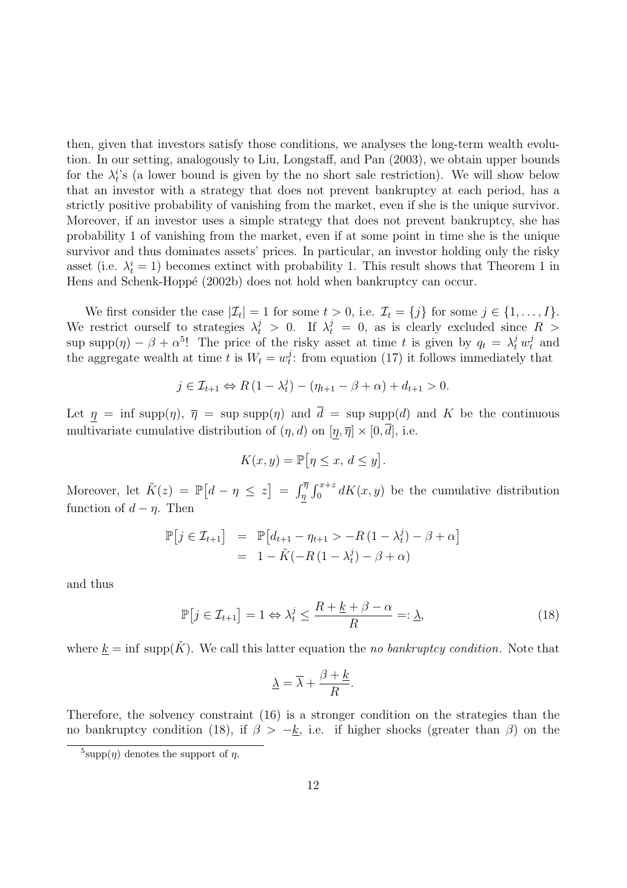then, given that investors satisfy those conditions, we analyses the long-term wealth evolution. In our setting, analogously to Liu, Longstaff, and Pan (2003), we obtain upper bounds for the $\lambda_t^i$'s (a lower bound is given by the no short sale restriction). We will show below that an investor with a strategy that does not prevent bankruptcy at each period, has a strictly positive probability of vanishing from the market, even if she is the unique survivor. Moreover, if an investor uses a simple strategy that does not prevent bankruptcy, she has probability 1 of vanishing from the market, even if at some point in time she is the unique survivor and thus dominates assets' prices. In particular, an investor holding only the risky asset (i.e. $\lambda_t^i = 1$) becomes extinct with probability 1. This result shows that Theorem 1 in Hens and Schenk-Hoppé (2002b) does not hold when bankruptcy can occur.

We first consider the case $|\mathcal{I}_t| = 1$ for some $t > 0$, i.e. $\mathcal{I}_t = \{j\}$ for some $j \in \{1, \ldots, I\}$. We restrict ourself to strategies $\lambda_t^j > 0$. If $\lambda_t^j = 0$, as is clearly excluded since $R > \sup \operatorname{supp}(\eta) - \beta + \alpha$[5]! The price of the risky asset at time $t$ is given by $q_t = \lambda_t^j w_t^j$ and the aggregate wealth at time $t$ is $W_t = w_t^j$: from equation (17) it follows immediately that

$$j \in \mathcal{I}_{t+1} \Leftrightarrow R\,(1 - \lambda_t^j) - (\eta_{t+1} - \beta + \alpha) + d_{t+1} > 0.$$

Let $\underline{\eta} = \inf \operatorname{supp}(\eta)$, $\overline{\eta} = \sup \operatorname{supp}(\eta)$ and $\overline{d} = \sup \operatorname{supp}(d)$ and $K$ be the continuous multivariate cumulative distribution of $(\eta, d)$ on $[\underline{\eta}, \overline{\eta}] \times [0, \overline{d}]$, i.e.

$$K(x, y) = \mathbb{P}\big[\eta \leq x,\, d \leq y\big].$$

Moreover, let $\tilde{K}(z) = \mathbb{P}\big[d - \eta \leq z\big] = \int_{\underline{\eta}}^{\overline{\eta}} \int_0^{x+z} dK(x, y)$ be the cumulative distribution function of $d - \eta$. Then

$$\begin{aligned} \mathbb{P}\big[j \in \mathcal{I}_{t+1}\big] &= \mathbb{P}\big[d_{t+1} - \eta_{t+1} > -R\,(1 - \lambda_t^j) - \beta + \alpha\big] \\ &= 1 - \tilde{K}(-R\,(1 - \lambda_t^j) - \beta + \alpha) \end{aligned}$$

and thus

$$\mathbb{P}\big[j \in \mathcal{I}_{t+1}\big] = 1 \Leftrightarrow \lambda_t^j \leq \frac{R + \underline{k} + \beta - \alpha}{R} =: \underline{\lambda}, \tag{18}$$

where $\underline{k} = \inf \operatorname{supp}(\tilde{K})$. We call this latter equation the *no bankruptcy condition*. Note that

$$\underline{\lambda} = \overline{\lambda} + \frac{\beta + \underline{k}}{R}.$$

Therefore, the solvency constraint (16) is a stronger condition on the strategies than the no bankruptcy condition (18), if $\beta > -\underline{k}$, i.e. if higher shocks (greater than $\beta$) on the

[5] $\operatorname{supp}(\eta)$ denotes the support of $\eta$.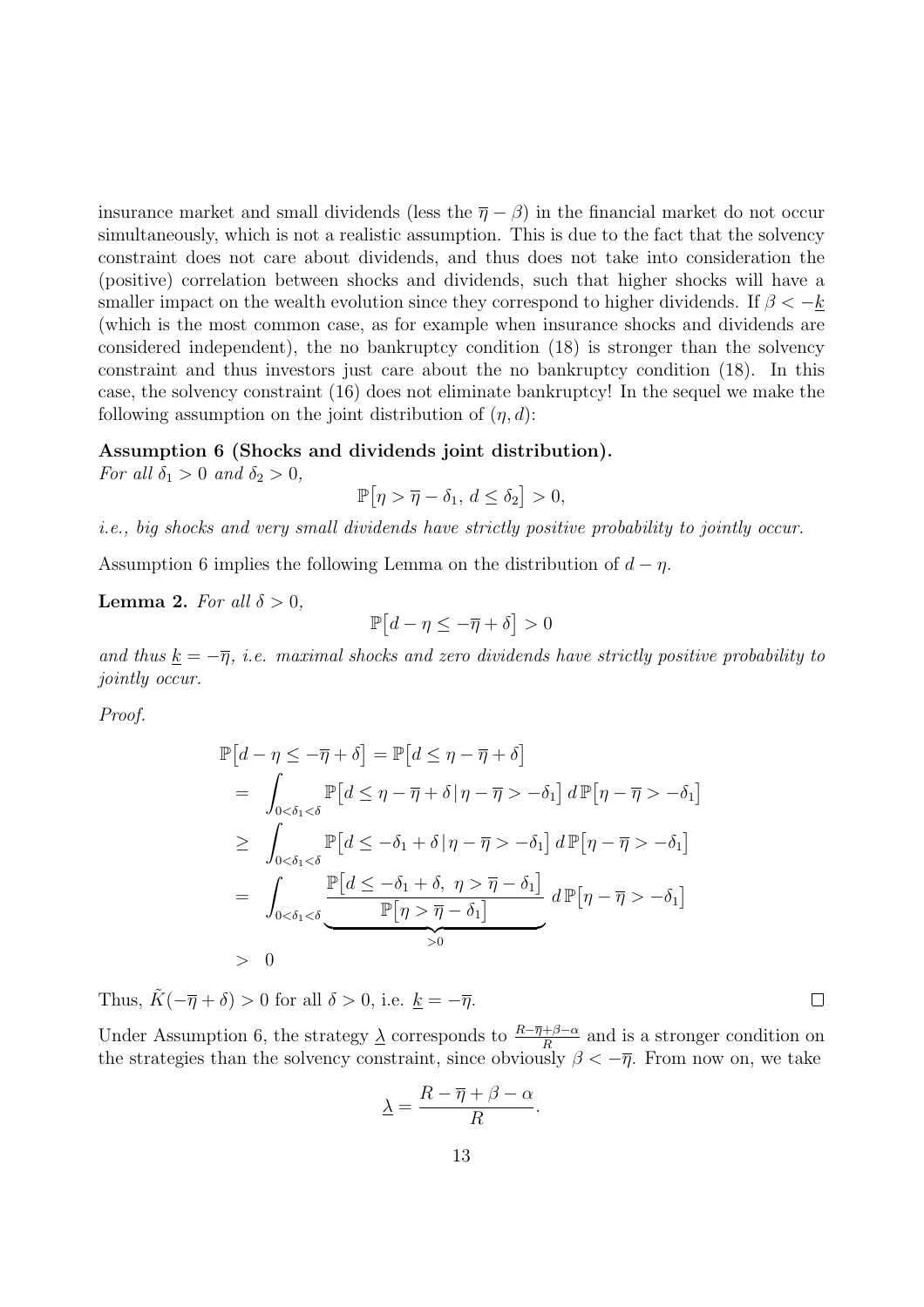insurance market and small dividends (less the $\overline{\eta} - \beta$) in the financial market do not occur simultaneously, which is not a realistic assumption. This is due to the fact that the solvency constraint does not care about dividends, and thus does not take into consideration the (positive) correlation between shocks and dividends, such that higher shocks will have a smaller impact on the wealth evolution since they correspond to higher dividends. If $\beta < -\underline{k}$ (which is the most common case, as for example when insurance shocks and dividends are considered independent), the no bankruptcy condition (18) is stronger than the solvency constraint and thus investors just care about the no bankruptcy condition (18). In this case, the solvency constraint (16) does not eliminate bankruptcy! In the sequel we make the following assumption on the joint distribution of $(\eta, d)$:

**Assumption 6 (Shocks and dividends joint distribution).**
*For all $\delta_1 > 0$ and $\delta_2 > 0$,*

$$\mathbb{P}\big[\eta > \overline{\eta} - \delta_1,\, d \leq \delta_2\big] > 0,$$

*i.e., big shocks and very small dividends have strictly positive probability to jointly occur.*

Assumption 6 implies the following Lemma on the distribution of $d - \eta$.

**Lemma 2.** *For all $\delta > 0$,*

$$\mathbb{P}\big[d - \eta \leq -\overline{\eta} + \delta\big] > 0$$

*and thus $\underline{k} = -\overline{\eta}$, i.e. maximal shocks and zero dividends have strictly positive probability to jointly occur.*

*Proof.*

$$\begin{aligned}
\mathbb{P}\big[d - \eta \leq -\overline{\eta} + \delta\big] &= \mathbb{P}\big[d \leq \eta - \overline{\eta} + \delta\big] \\
&= \int_{0<\delta_1<\delta} \mathbb{P}\big[d \leq \eta - \overline{\eta} + \delta \,|\, \eta - \overline{\eta} > -\delta_1\big]\, d\,\mathbb{P}\big[\eta - \overline{\eta} > -\delta_1\big] \\
&\geq \int_{0<\delta_1<\delta} \mathbb{P}\big[d \leq -\delta_1 + \delta \,|\, \eta - \overline{\eta} > -\delta_1\big]\, d\,\mathbb{P}\big[\eta - \overline{\eta} > -\delta_1\big] \\
&= \int_{0<\delta_1<\delta} \underbrace{\frac{\mathbb{P}\big[d \leq -\delta_1 + \delta,\ \eta > \overline{\eta} - \delta_1\big]}{\mathbb{P}\big[\eta > \overline{\eta} - \delta_1\big]}}_{>0}\, d\,\mathbb{P}\big[\eta - \overline{\eta} > -\delta_1\big] \\
&> 0
\end{aligned}$$

Thus, $\tilde{K}(-\overline{\eta} + \delta) > 0$ for all $\delta > 0$, i.e. $\underline{k} = -\overline{\eta}$. $\square$

Under Assumption 6, the strategy $\underline{\lambda}$ corresponds to $\frac{R - \overline{\eta} + \beta - \alpha}{R}$ and is a stronger condition on the strategies than the solvency constraint, since obviously $\beta < -\overline{\eta}$. From now on, we take

$$\underline{\lambda} = \frac{R - \overline{\eta} + \beta - \alpha}{R}.$$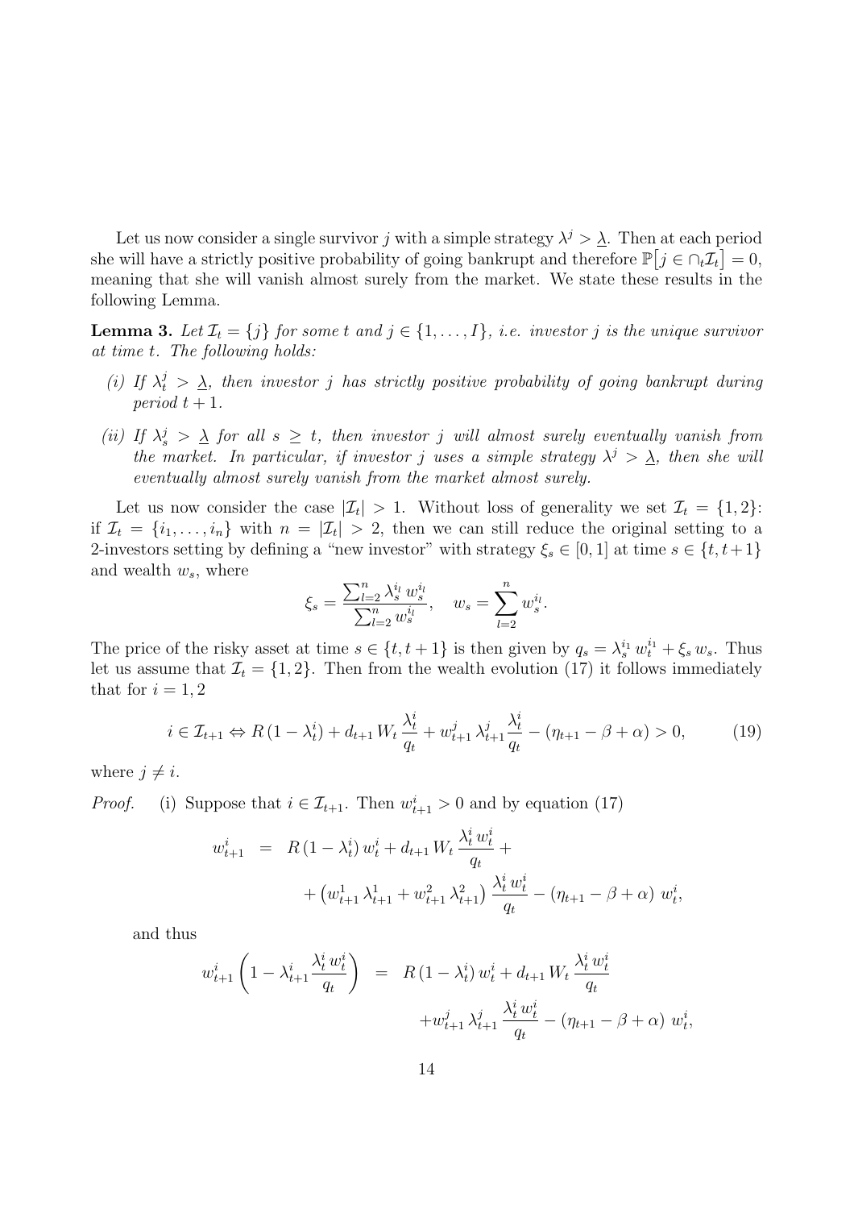Let us now consider a single survivor $j$ with a simple strategy $\lambda^j > \underline{\lambda}$. Then at each period she will have a strictly positive probability of going bankrupt and therefore $\mathbb{P}\big[j \in \cap_t \mathcal{I}_t\big] = 0$, meaning that she will vanish almost surely from the market. We state these results in the following Lemma.

**Lemma 3.** *Let $\mathcal{I}_t = \{j\}$ for some $t$ and $j \in \{1, \ldots, I\}$, i.e. investor $j$ is the unique survivor at time $t$. The following holds:*

*(i) If $\lambda^j_t > \underline{\lambda}$, then investor $j$ has strictly positive probability of going bankrupt during period $t+1$.*

*(ii) If $\lambda^j_s > \underline{\lambda}$ for all $s \geq t$, then investor $j$ will almost surely eventually vanish from the market. In particular, if investor $j$ uses a simple strategy $\lambda^j > \underline{\lambda}$, then she will eventually almost surely vanish from the market almost surely.*

Let us now consider the case $|\mathcal{I}_t| > 1$. Without loss of generality we set $\mathcal{I}_t = \{1, 2\}$: if $\mathcal{I}_t = \{i_1, \ldots, i_n\}$ with $n = |\mathcal{I}_t| > 2$, then we can still reduce the original setting to a 2-investors setting by defining a "new investor" with strategy $\xi_s \in [0, 1]$ at time $s \in \{t, t+1\}$ and wealth $w_s$, where

$$\xi_s = \frac{\sum_{l=2}^n \lambda^{i_l}_s \, w^{i_l}_s}{\sum_{l=2}^n w^{i_l}_s}, \quad w_s = \sum_{l=2}^n w^{i_l}_s.$$

The price of the risky asset at time $s \in \{t, t+1\}$ is then given by $q_s = \lambda^{i_1}_s \, w^{i_1}_t + \xi_s \, w_s$. Thus let us assume that $\mathcal{I}_t = \{1, 2\}$. Then from the wealth evolution (17) it follows immediately that for $i = 1, 2$

$$i \in \mathcal{I}_{t+1} \Leftrightarrow R\,(1 - \lambda^i_t) + d_{t+1}\, W_t \,\frac{\lambda^i_t}{q_t} + w^j_{t+1}\, \lambda^j_{t+1} \frac{\lambda^i_t}{q_t} - (\eta_{t+1} - \beta + \alpha) > 0, \tag{19}$$

where $j \neq i$.

*Proof.* (i) Suppose that $i \in \mathcal{I}_{t+1}$. Then $w^i_{t+1} > 0$ and by equation (17)

$$\begin{aligned} w^i_{t+1} &= R\,(1 - \lambda^i_t)\, w^i_t + d_{t+1}\, W_t \,\frac{\lambda^i_t \, w^i_t}{q_t} + \\ &\quad + \left(w^1_{t+1}\, \lambda^1_{t+1} + w^2_{t+1}\, \lambda^2_{t+1}\right) \frac{\lambda^i_t \, w^i_t}{q_t} - (\eta_{t+1} - \beta + \alpha)\; w^i_t, \end{aligned}$$

and thus

$$\begin{aligned} w^i_{t+1} \left(1 - \lambda^i_{t+1} \frac{\lambda^i_t \, w^i_t}{q_t}\right) &= R\,(1 - \lambda^i_t)\, w^i_t + d_{t+1}\, W_t \,\frac{\lambda^i_t \, w^i_t}{q_t} \\ &\quad + w^j_{t+1}\, \lambda^j_{t+1}\, \frac{\lambda^i_t \, w^i_t}{q_t} - (\eta_{t+1} - \beta + \alpha)\; w^i_t, \end{aligned}$$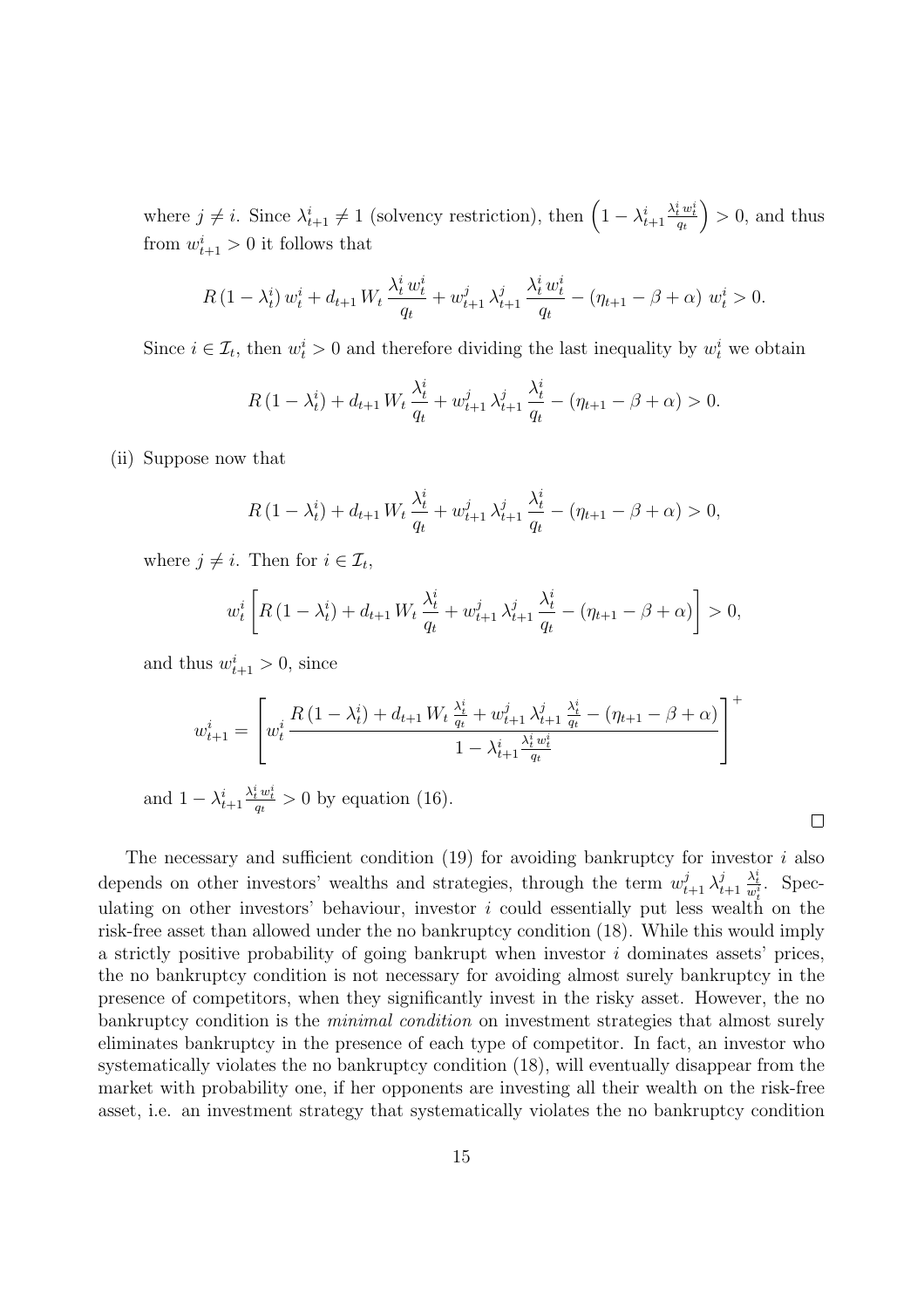where $j \neq i$. Since $\lambda_{t+1}^i \neq 1$ (solvency restriction), then $\left(1 - \lambda_{t+1}^i \frac{\lambda_t^i w_t^i}{q_t}\right) > 0$, and thus from $w_{t+1}^i > 0$ it follows that

$$R\,(1-\lambda_t^i)\,w_t^i + d_{t+1}\,W_t\,\frac{\lambda_t^i\,w_t^i}{q_t} + w_{t+1}^j\,\lambda_{t+1}^j\,\frac{\lambda_t^i\,w_t^i}{q_t} - (\eta_{t+1} - \beta + \alpha)\;w_t^i > 0.$$

Since $i \in \mathcal{I}_t$, then $w_t^i > 0$ and therefore dividing the last inequality by $w_t^i$ we obtain

$$R\,(1-\lambda_t^i) + d_{t+1}\,W_t\,\frac{\lambda_t^i}{q_t} + w_{t+1}^j\,\lambda_{t+1}^j\,\frac{\lambda_t^i}{q_t} - (\eta_{t+1} - \beta + \alpha) > 0.$$

(ii) Suppose now that

$$R\,(1-\lambda_t^i) + d_{t+1}\,W_t\,\frac{\lambda_t^i}{q_t} + w_{t+1}^j\,\lambda_{t+1}^j\,\frac{\lambda_t^i}{q_t} - (\eta_{t+1} - \beta + \alpha) > 0,$$

where $j \neq i$. Then for $i \in \mathcal{I}_t$,

$$w_t^i\left[R\,(1-\lambda_t^i) + d_{t+1}\,W_t\,\frac{\lambda_t^i}{q_t} + w_{t+1}^j\,\lambda_{t+1}^j\,\frac{\lambda_t^i}{q_t} - (\eta_{t+1} - \beta + \alpha)\right] > 0,$$

and thus $w_{t+1}^i > 0$, since

$$w_{t+1}^i = \left[w_t^i\,\frac{R\,(1-\lambda_t^i) + d_{t+1}\,W_t\,\frac{\lambda_t^i}{q_t} + w_{t+1}^j\,\lambda_{t+1}^j\,\frac{\lambda_t^i}{q_t} - (\eta_{t+1} - \beta + \alpha)}{1 - \lambda_{t+1}^i\,\frac{\lambda_t^i\,w_t^i}{q_t}}\right]^+$$

and $1 - \lambda_{t+1}^i\,\frac{\lambda_t^i\,w_t^i}{q_t} > 0$ by equation (16).

□

The necessary and sufficient condition (19) for avoiding bankruptcy for investor $i$ also depends on other investors' wealths and strategies, through the term $w_{t+1}^j\,\lambda_{t+1}^j\,\frac{\lambda_t^i}{w_t^i}$. Speculating on other investors' behaviour, investor $i$ could essentially put less wealth on the risk-free asset than allowed under the no bankruptcy condition (18). While this would imply a strictly positive probability of going bankrupt when investor $i$ dominates assets' prices, the no bankruptcy condition is not necessary for avoiding almost surely bankruptcy in the presence of competitors, when they significantly invest in the risky asset. However, the no bankruptcy condition is the *minimal condition* on investment strategies that almost surely eliminates bankruptcy in the presence of each type of competitor. In fact, an investor who systematically violates the no bankruptcy condition (18), will eventually disappear from the market with probability one, if her opponents are investing all their wealth on the risk-free asset, i.e. an investment strategy that systematically violates the no bankruptcy condition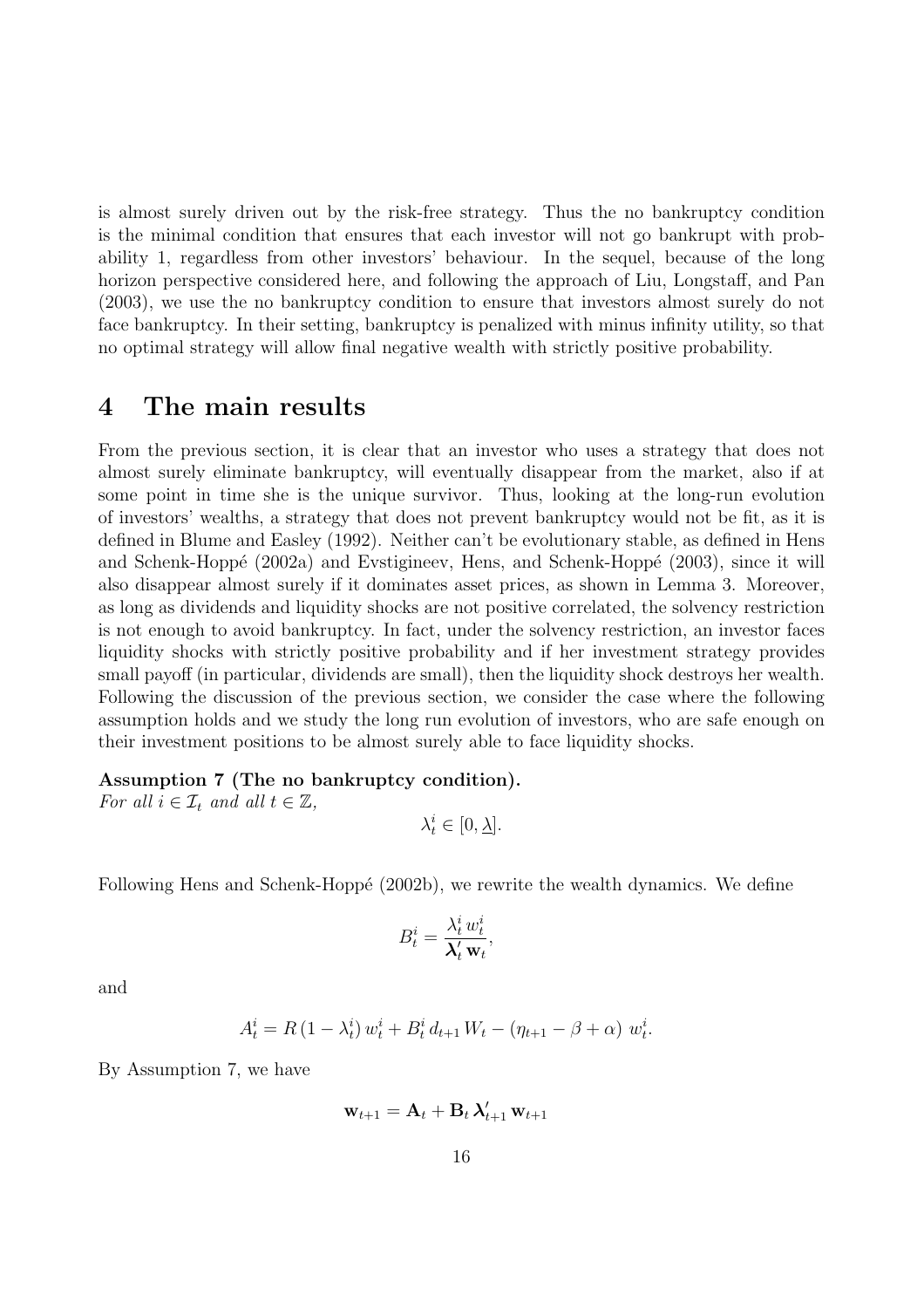is almost surely driven out by the risk-free strategy. Thus the no bankruptcy condition is the minimal condition that ensures that each investor will not go bankrupt with probability 1, regardless from other investors' behaviour. In the sequel, because of the long horizon perspective considered here, and following the approach of Liu, Longstaff, and Pan (2003), we use the no bankruptcy condition to ensure that investors almost surely do not face bankruptcy. In their setting, bankruptcy is penalized with minus infinity utility, so that no optimal strategy will allow final negative wealth with strictly positive probability.

# 4 The main results

From the previous section, it is clear that an investor who uses a strategy that does not almost surely eliminate bankruptcy, will eventually disappear from the market, also if at some point in time she is the unique survivor. Thus, looking at the long-run evolution of investors' wealths, a strategy that does not prevent bankruptcy would not be fit, as it is defined in Blume and Easley (1992). Neither can't be evolutionary stable, as defined in Hens and Schenk-Hoppé (2002a) and Evstigineev, Hens, and Schenk-Hoppé (2003), since it will also disappear almost surely if it dominates asset prices, as shown in Lemma 3. Moreover, as long as dividends and liquidity shocks are not positive correlated, the solvency restriction is not enough to avoid bankruptcy. In fact, under the solvency restriction, an investor faces liquidity shocks with strictly positive probability and if her investment strategy provides small payoff (in particular, dividends are small), then the liquidity shock destroys her wealth. Following the discussion of the previous section, we consider the case where the following assumption holds and we study the long run evolution of investors, who are safe enough on their investment positions to be almost surely able to face liquidity shocks.

**Assumption 7 (The no bankruptcy condition).**
*For all $i \in \mathcal{I}_t$ and all $t \in \mathbb{Z}$,*

$$\lambda_t^i \in [0, \underline{\lambda}].$$

Following Hens and Schenk-Hoppé (2002b), we rewrite the wealth dynamics. We define

$$B_t^i = \frac{\lambda_t^i \, w_t^i}{\boldsymbol{\lambda}_t' \, \mathbf{w}_t},$$

and

$$A_t^i = R\,(1 - \lambda_t^i)\, w_t^i + B_t^i \, d_{t+1} \, W_t - (\eta_{t+1} - \beta + \alpha)\; w_t^i.$$

By Assumption 7, we have

$$\mathbf{w}_{t+1} = \mathbf{A}_t + \mathbf{B}_t \, \boldsymbol{\lambda}_{t+1}' \, \mathbf{w}_{t+1}$$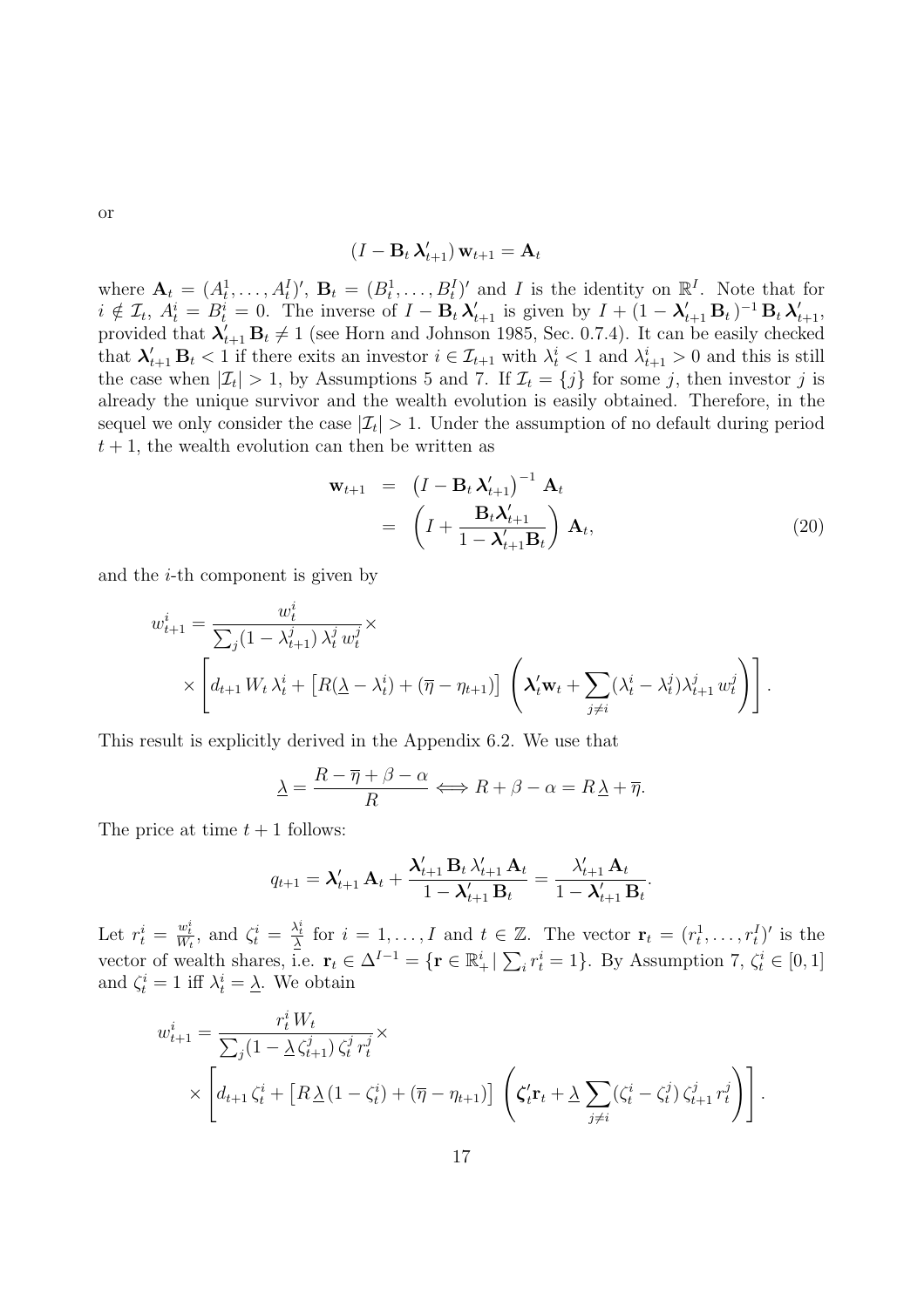or

$$(I - \mathbf{B}_t \, \boldsymbol{\lambda}'_{t+1}) \, \mathbf{w}_{t+1} = \mathbf{A}_t$$

where $\mathbf{A}_t = (A_t^1, \ldots, A_t^I)'$, $\mathbf{B}_t = (B_t^1, \ldots, B_t^I)'$ and $I$ is the identity on $\mathbb{R}^I$. Note that for $i \notin \mathcal{I}_t$, $A_t^i = B_t^i = 0$. The inverse of $I - \mathbf{B}_t \, \boldsymbol{\lambda}'_{t+1}$ is given by $I + (1 - \boldsymbol{\lambda}'_{t+1} \, \mathbf{B}_t)^{-1} \, \mathbf{B}_t \, \boldsymbol{\lambda}'_{t+1}$, provided that $\boldsymbol{\lambda}'_{t+1} \, \mathbf{B}_t \neq 1$ (see Horn and Johnson 1985, Sec. 0.7.4). It can be easily checked that $\boldsymbol{\lambda}'_{t+1} \, \mathbf{B}_t < 1$ if there exits an investor $i \in \mathcal{I}_{t+1}$ with $\lambda_t^i < 1$ and $\lambda_{t+1}^i > 0$ and this is still the case when $|\mathcal{I}_t| > 1$, by Assumptions 5 and 7. If $\mathcal{I}_t = \{j\}$ for some $j$, then investor $j$ is already the unique survivor and the wealth evolution is easily obtained. Therefore, in the sequel we only consider the case $|\mathcal{I}_t| > 1$. Under the assumption of no default during period $t + 1$, the wealth evolution can then be written as

$$\begin{aligned}
\mathbf{w}_{t+1} &= \left(I - \mathbf{B}_t \, \boldsymbol{\lambda}'_{t+1}\right)^{-1} \, \mathbf{A}_t \\
&= \left(I + \frac{\mathbf{B}_t \boldsymbol{\lambda}'_{t+1}}{1 - \boldsymbol{\lambda}'_{t+1} \mathbf{B}_t}\right) \, \mathbf{A}_t,
\end{aligned} \tag{20}$$

and the $i$-th component is given by

$$w_{t+1}^i = \frac{w_t^i}{\sum_j (1 - \lambda_{t+1}^j) \, \lambda_t^j \, w_t^j} \times \\
\times \left[ d_{t+1} \, W_t \, \lambda_t^i + \left[ R(\underline{\lambda} - \lambda_t^i) + (\overline{\eta} - \eta_{t+1}) \right] \, \left( \boldsymbol{\lambda}_t' \mathbf{w}_t + \sum_{j \neq i} (\lambda_t^i - \lambda_t^j) \lambda_{t+1}^j \, w_t^j \right) \right].$$

This result is explicitly derived in the Appendix 6.2. We use that

$$\underline{\lambda} = \frac{R - \overline{\eta} + \beta - \alpha}{R} \Longleftrightarrow R + \beta - \alpha = R \, \underline{\lambda} + \overline{\eta}.$$

The price at time $t + 1$ follows:

$$q_{t+1} = \boldsymbol{\lambda}'_{t+1} \, \mathbf{A}_t + \frac{\boldsymbol{\lambda}'_{t+1} \, \mathbf{B}_t \, \lambda'_{t+1} \, \mathbf{A}_t}{1 - \boldsymbol{\lambda}'_{t+1} \, \mathbf{B}_t} = \frac{\lambda'_{t+1} \, \mathbf{A}_t}{1 - \boldsymbol{\lambda}'_{t+1} \, \mathbf{B}_t}.$$

Let $r_t^i = \frac{w_t^i}{W_t}$, and $\zeta_t^i = \frac{\lambda_t^i}{\underline{\lambda}}$ for $i = 1, \ldots, I$ and $t \in \mathbb{Z}$. The vector $\mathbf{r}_t = (r_t^1, \ldots, r_t^I)'$ is the vector of wealth shares, i.e. $\mathbf{r}_t \in \Delta^{I-1} = \{\mathbf{r} \in \mathbb{R}_+^i \mid \sum_i r_t^i = 1\}$. By Assumption 7, $\zeta_t^i \in [0, 1]$ and $\zeta_t^i = 1$ iff $\lambda_t^i = \underline{\lambda}$. We obtain

$$w_{t+1}^i = \frac{r_t^i \, W_t}{\sum_j (1 - \underline{\lambda} \, \zeta_{t+1}^j) \, \zeta_t^j \, r_t^j} \times \\
\times \left[ d_{t+1} \, \zeta_t^i + \left[ R \, \underline{\lambda} \, (1 - \zeta_t^i) + (\overline{\eta} - \eta_{t+1}) \right] \, \left( \boldsymbol{\zeta}_t' \mathbf{r}_t + \underline{\lambda} \sum_{j \neq i} (\zeta_t^i - \zeta_t^j) \, \zeta_{t+1}^j \, r_t^j \right) \right].$$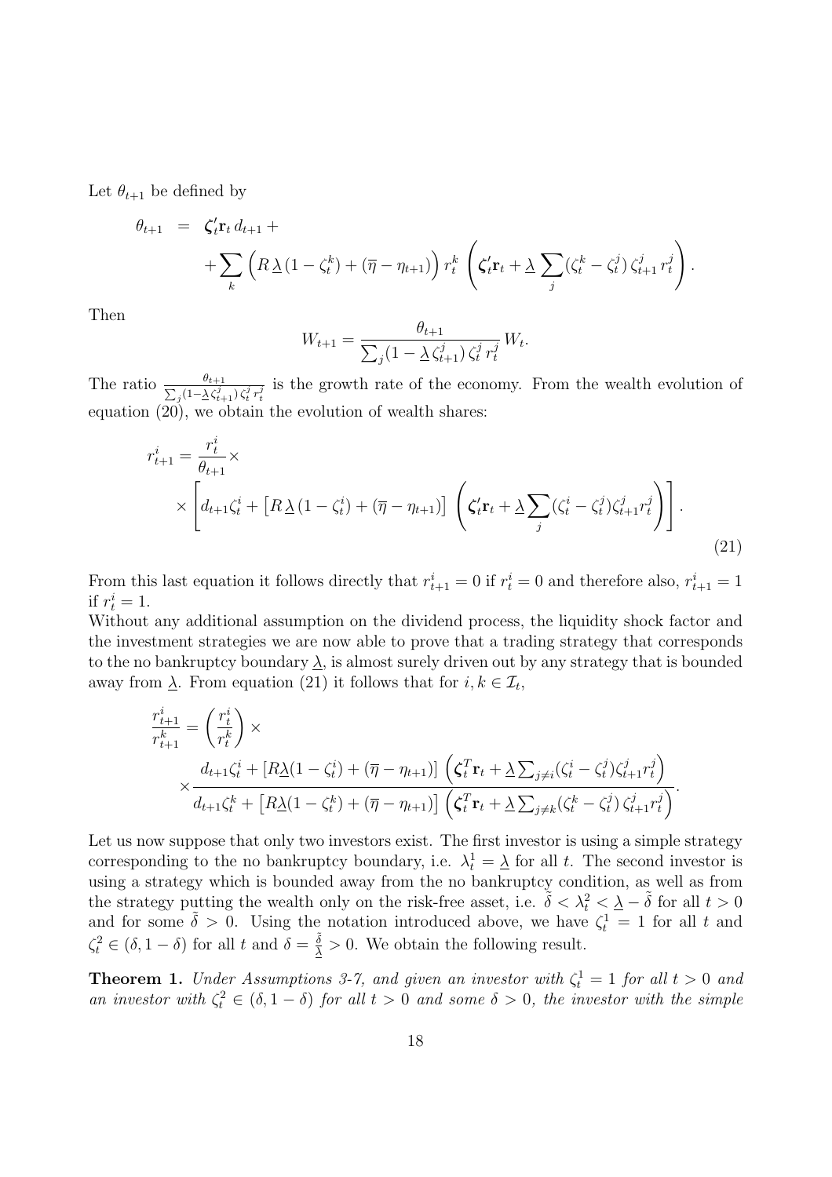Let $\theta_{t+1}$ be defined by

$$
\begin{aligned}
\theta_{t+1} &= \boldsymbol{\zeta}_t' \mathbf{r}_t \, d_{t+1} + \\
&\quad + \sum_k \left( R \, \underline{\lambda} \, (1 - \zeta_t^k) + (\overline{\eta} - \eta_{t+1}) \right) r_t^k \left( \boldsymbol{\zeta}_t' \mathbf{r}_t + \underline{\lambda} \sum_j (\zeta_t^k - \zeta_t^j) \, \zeta_{t+1}^j \, r_t^j \right).
\end{aligned}
$$

Then

$$
W_{t+1} = \frac{\theta_{t+1}}{\sum_j (1 - \underline{\lambda} \, \zeta_{t+1}^j) \, \zeta_t^j \, r_t^j} \, W_t.
$$

The ratio $\frac{\theta_{t+1}}{\sum_j (1 - \underline{\lambda} \zeta_{t+1}^j) \zeta_t^j r_t^j}$ is the growth rate of the economy. From the wealth evolution of equation (20), we obtain the evolution of wealth shares:

$$
\begin{aligned}
r_{t+1}^i &= \frac{r_t^i}{\theta_{t+1}} \times \\
&\quad \times \left[ d_{t+1} \zeta_t^i + \left[ R \, \underline{\lambda} \, (1 - \zeta_t^i) + (\overline{\eta} - \eta_{t+1}) \right] \left( \boldsymbol{\zeta}_t' \mathbf{r}_t + \underline{\lambda} \sum_j (\zeta_t^i - \zeta_t^j) \zeta_{t+1}^j r_t^j \right) \right].
\end{aligned}
\tag{21}
$$

From this last equation it follows directly that $r_{t+1}^i = 0$ if $r_t^i = 0$ and therefore also, $r_{t+1}^i = 1$ if $r_t^i = 1$.

Without any additional assumption on the dividend process, the liquidity shock factor and the investment strategies we are now able to prove that a trading strategy that corresponds to the no bankruptcy boundary $\underline{\lambda}$, is almost surely driven out by any strategy that is bounded away from $\underline{\lambda}$. From equation (21) it follows that for $i, k \in \mathcal{I}_t$,

$$
\begin{aligned}
\frac{r_{t+1}^i}{r_{t+1}^k} &= \left( \frac{r_t^i}{r_t^k} \right) \times \\
&\quad \times \frac{d_{t+1} \zeta_t^i + \left[ R \underline{\lambda} (1 - \zeta_t^i) + (\overline{\eta} - \eta_{t+1}) \right] \left( \boldsymbol{\zeta}_t^T \mathbf{r}_t + \underline{\lambda} \sum_{j \neq i} (\zeta_t^i - \zeta_t^j) \zeta_{t+1}^j r_t^j \right)}{d_{t+1} \zeta_t^k + \left[ R \underline{\lambda} (1 - \zeta_t^k) + (\overline{\eta} - \eta_{t+1}) \right] \left( \boldsymbol{\zeta}_t^T \mathbf{r}_t + \underline{\lambda} \sum_{j \neq k} (\zeta_t^k - \zeta_t^j) \, \zeta_{t+1}^j r_t^j \right)}.
\end{aligned}
$$

Let us now suppose that only two investors exist. The first investor is using a simple strategy corresponding to the no bankruptcy boundary, i.e. $\lambda_t^1 = \underline{\lambda}$ for all $t$. The second investor is using a strategy which is bounded away from the no bankruptcy condition, as well as from the strategy putting the wealth only on the risk-free asset, i.e. $\tilde{\delta} < \lambda_t^2 < \underline{\lambda} - \tilde{\delta}$ for all $t > 0$ and for some $\tilde{\delta} > 0$. Using the notation introduced above, we have $\zeta_t^1 = 1$ for all $t$ and $\zeta_t^2 \in (\delta, 1 - \delta)$ for all $t$ and $\delta = \frac{\tilde{\delta}}{\underline{\lambda}} > 0$. We obtain the following result.

**Theorem 1.** *Under Assumptions 3-7, and given an investor with $\zeta_t^1 = 1$ for all $t > 0$ and an investor with $\zeta_t^2 \in (\delta, 1 - \delta)$ for all $t > 0$ and some $\delta > 0$, the investor with the simple*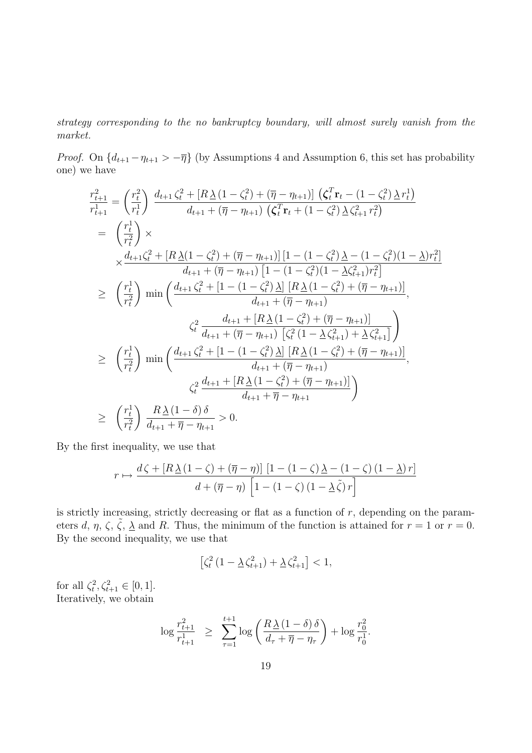*strategy corresponding to the no bankruptcy boundary, will almost surely vanish from the market.*

*Proof.* On $\{d_{t+1} - \eta_{t+1} > -\overline{\eta}\}$ (by Assumptions 4 and Assumption 6, this set has probability one) we have

$$
\begin{aligned}
\frac{r^2_{t+1}}{r^1_{t+1}} &= \left(\frac{r^2_t}{r^1_t}\right) \frac{d_{t+1}\,\zeta^2_t + [R\,\underline{\lambda}\,(1-\zeta^2_t) + (\overline{\eta} - \eta_{t+1})]\,\left(\boldsymbol{\zeta}^T_t \mathbf{r}_t - (1-\zeta^2_t)\,\underline{\lambda}\,r^1_t\right)}{d_{t+1} + (\overline{\eta} - \eta_{t+1})\,\left(\boldsymbol{\zeta}^T_t \mathbf{r}_t + (1-\zeta^2_t)\,\underline{\lambda}\,\zeta^2_{t+1}\,r^2_t\right)} \\
&= \left(\frac{r^1_t}{r^2_t}\right) \times \\
&\quad \times \frac{d_{t+1}\zeta^2_t + [R\,\underline{\lambda}(1-\zeta^2_t) + (\overline{\eta} - \eta_{t+1})]\,[1 - (1-\zeta^2_t)\,\underline{\lambda} - (1-\zeta^2_t)(1-\underline{\lambda})r^2_t]}{d_{t+1} + (\overline{\eta} - \eta_{t+1})\left[1 - (1-\zeta^2_t)(1-\underline{\lambda}\zeta^2_{t+1})r^2_t\right]} \\
&\geq \left(\frac{r^1_t}{r^2_t}\right) \min\left(\frac{d_{t+1}\,\zeta^2_t + [1 - (1-\zeta^2_t)\,\underline{\lambda}]\,[R\,\underline{\lambda}\,(1-\zeta^2_t) + (\overline{\eta} - \eta_{t+1})]}{d_{t+1} + (\overline{\eta} - \eta_{t+1})},\right. \\
&\qquad\qquad \left. \zeta^2_t\,\frac{d_{t+1} + [R\,\underline{\lambda}\,(1-\zeta^2_t) + (\overline{\eta} - \eta_{t+1})]}{d_{t+1} + (\overline{\eta} - \eta_{t+1})\,\left[\zeta^2_t\,(1-\underline{\lambda}\,\zeta^2_{t+1}) + \underline{\lambda}\,\zeta^2_{t+1}\right]}\right) \\
&\geq \left(\frac{r^1_t}{r^2_t}\right) \min\left(\frac{d_{t+1}\,\zeta^2_t + [1 - (1-\zeta^2_t)\,\underline{\lambda}]\,[R\,\underline{\lambda}\,(1-\zeta^2_t) + (\overline{\eta} - \eta_{t+1})]}{d_{t+1} + (\overline{\eta} - \eta_{t+1})},\right. \\
&\qquad\qquad \left. \zeta^2_t\,\frac{d_{t+1} + [R\,\underline{\lambda}\,(1-\zeta^2_t) + (\overline{\eta} - \eta_{t+1})]}{d_{t+1} + \overline{\eta} - \eta_{t+1}}\right) \\
&\geq \left(\frac{r^1_t}{r^2_t}\right) \frac{R\,\underline{\lambda}\,(1-\delta)\,\delta}{d_{t+1} + \overline{\eta} - \eta_{t+1}} > 0.
\end{aligned}
$$

By the first inequality, we use that

$$
r \mapsto \frac{d\,\zeta + [R\,\underline{\lambda}\,(1-\zeta) + (\overline{\eta} - \eta)]\,[1 - (1-\zeta)\,\underline{\lambda} - (1-\zeta)\,(1-\underline{\lambda})\,r]}{d + (\overline{\eta} - \eta)\,\left[1 - (1-\zeta)\,(1-\underline{\lambda}\,\tilde{\zeta})\,r\right]}
$$

is strictly increasing, strictly decreasing or flat as a function of $r$, depending on the parameters $d$, $\eta$, $\zeta$, $\tilde{\zeta}$, $\underline{\lambda}$ and $R$. Thus, the minimum of the function is attained for $r = 1$ or $r = 0$. By the second inequality, we use that

$$
\left[\zeta^2_t\,(1-\underline{\lambda}\,\zeta^2_{t+1}) + \underline{\lambda}\,\zeta^2_{t+1}\right] < 1,
$$

for all $\zeta^2_t, \zeta^2_{t+1} \in [0,1]$.
Iteratively, we obtain

$$
\log \frac{r^2_{t+1}}{r^1_{t+1}} \;\; \geq \;\; \sum_{\tau=1}^{t+1} \log\left(\frac{R\,\underline{\lambda}\,(1-\delta)\,\delta}{d_\tau + \overline{\eta} - \eta_\tau}\right) + \log \frac{r^2_0}{r^1_0}.
$$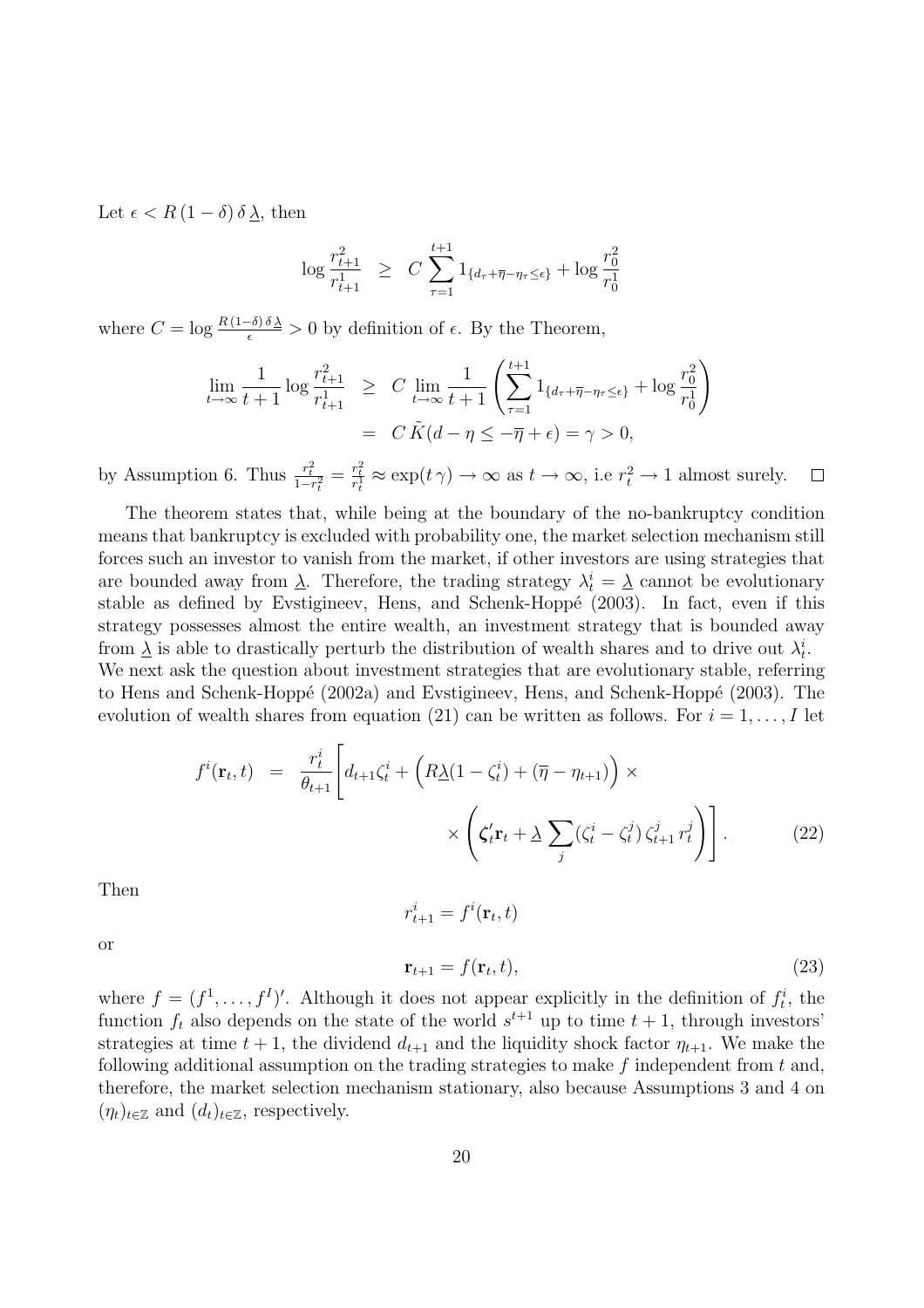Let $\epsilon < R\,(1-\delta)\,\delta\,\underline{\lambda}$, then

$$\log \frac{r^2_{t+1}}{r^1_{t+1}} \;\; \geq \;\; C \sum_{\tau=1}^{t+1} 1_{\{d_\tau + \overline{\eta} - \eta_\tau \leq \epsilon\}} + \log \frac{r^2_0}{r^1_0}$$

where $C = \log \frac{R\,(1-\delta)\,\delta\,\underline{\lambda}}{\epsilon} > 0$ by definition of $\epsilon$. By the Theorem,

$$\begin{aligned}
\lim_{t\to\infty} \frac{1}{t+1} \log \frac{r^2_{t+1}}{r^1_{t+1}} \;\; &\geq \;\; C \lim_{t\to\infty} \frac{1}{t+1} \left( \sum_{\tau=1}^{t+1} 1_{\{d_\tau + \overline{\eta} - \eta_\tau \leq \epsilon\}} + \log \frac{r^2_0}{r^1_0} \right) \\
&= \;\; C\,\tilde{K}(d - \eta \leq -\overline{\eta} + \epsilon) = \gamma > 0,
\end{aligned}$$

by Assumption 6. Thus $\frac{r^2_t}{1-r^2_t} = \frac{r^2_t}{r^1_t} \approx \exp(t\,\gamma) \to \infty$ as $t \to \infty$, i.e $r^2_t \to 1$ almost surely. $\square$

The theorem states that, while being at the boundary of the no-bankruptcy condition means that bankruptcy is excluded with probability one, the market selection mechanism still forces such an investor to vanish from the market, if other investors are using strategies that are bounded away from $\underline{\lambda}$. Therefore, the trading strategy $\lambda^i_t = \underline{\lambda}$ cannot be evolutionary stable as defined by Evstigineev, Hens, and Schenk-Hoppé (2003). In fact, even if this strategy possesses almost the entire wealth, an investment strategy that is bounded away from $\underline{\lambda}$ is able to drastically perturb the distribution of wealth shares and to drive out $\lambda^i_t$.
We next ask the question about investment strategies that are evolutionary stable, referring to Hens and Schenk-Hoppé (2002a) and Evstigineev, Hens, and Schenk-Hoppé (2003). The evolution of wealth shares from equation (21) can be written as follows. For $i = 1, \ldots, I$ let

$$\begin{aligned}
f^i(\mathbf{r}_t, t) \;\; = \;\; \frac{r^i_t}{\theta_{t+1}} \Bigg[ & d_{t+1}\zeta^i_t + \Big( R\underline{\lambda}(1-\zeta^i_t) + (\overline{\eta} - \eta_{t+1}) \Big) \times \\
& \times \left( \boldsymbol{\zeta}'_t \mathbf{r}_t + \underline{\lambda} \sum_j (\zeta^i_t - \zeta^j_t)\, \zeta^j_{t+1}\, r^j_t \right) \Bigg]. \qquad (22)
\end{aligned}$$

Then

$$r^i_{t+1} = f^i(\mathbf{r}_t, t)$$

or

$$\mathbf{r}_{t+1} = f(\mathbf{r}_t, t), \qquad (23)$$

where $f = (f^1, \ldots, f^I)'$. Although it does not appear explicitly in the definition of $f^i_t$, the function $f_t$ also depends on the state of the world $s^{t+1}$ up to time $t+1$, through investors' strategies at time $t+1$, the dividend $d_{t+1}$ and the liquidity shock factor $\eta_{t+1}$. We make the following additional assumption on the trading strategies to make $f$ independent from $t$ and, therefore, the market selection mechanism stationary, also because Assumptions 3 and 4 on $(\eta_t)_{t\in\mathbb{Z}}$ and $(d_t)_{t\in\mathbb{Z}}$, respectively.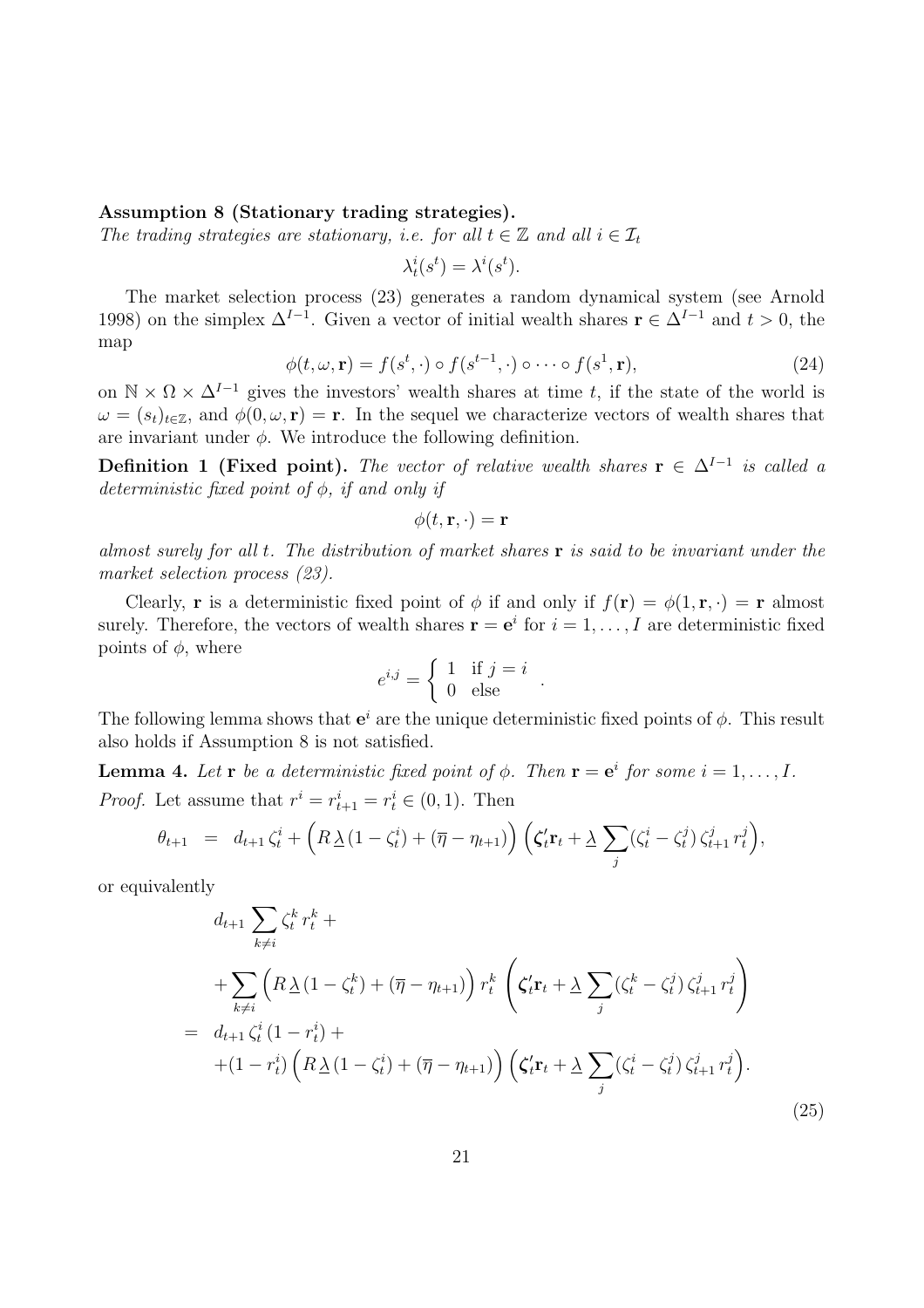**Assumption 8 (Stationary trading strategies).**
*The trading strategies are stationary, i.e. for all $t \in \mathbb{Z}$ and all $i \in \mathcal{I}_t$*

$$\lambda_t^i(s^t) = \lambda^i(s^t).$$

The market selection process (23) generates a random dynamical system (see Arnold 1998) on the simplex $\Delta^{I-1}$. Given a vector of initial wealth shares $\mathbf{r} \in \Delta^{I-1}$ and $t > 0$, the map

$$\phi(t, \omega, \mathbf{r}) = f(s^t, \cdot) \circ f(s^{t-1}, \cdot) \circ \cdots \circ f(s^1, \mathbf{r}), \tag{24}$$

on $\mathbb{N} \times \Omega \times \Delta^{I-1}$ gives the investors' wealth shares at time $t$, if the state of the world is $\omega = (s_t)_{t \in \mathbb{Z}}$, and $\phi(0, \omega, \mathbf{r}) = \mathbf{r}$. In the sequel we characterize vectors of wealth shares that are invariant under $\phi$. We introduce the following definition.

**Definition 1 (Fixed point).** *The vector of relative wealth shares $\mathbf{r} \in \Delta^{I-1}$ is called a deterministic fixed point of $\phi$, if and only if*

$$\phi(t, \mathbf{r}, \cdot) = \mathbf{r}$$

*almost surely for all $t$. The distribution of market shares $\mathbf{r}$ is said to be invariant under the market selection process (23).*

Clearly, $\mathbf{r}$ is a deterministic fixed point of $\phi$ if and only if $f(\mathbf{r}) = \phi(1, \mathbf{r}, \cdot) = \mathbf{r}$ almost surely. Therefore, the vectors of wealth shares $\mathbf{r} = \mathbf{e}^i$ for $i = 1, \ldots, I$ are deterministic fixed points of $\phi$, where

$$e^{i,j} = \begin{cases} 1 & \text{if } j = i \\ 0 & \text{else} \end{cases} .$$

The following lemma shows that $\mathbf{e}^i$ are the unique deterministic fixed points of $\phi$. This result also holds if Assumption 8 is not satisfied.

**Lemma 4.** *Let $\mathbf{r}$ be a deterministic fixed point of $\phi$. Then $\mathbf{r} = \mathbf{e}^i$ for some $i = 1, \ldots, I$.*

*Proof.* Let assume that $r^i = r_{t+1}^i = r_t^i \in (0, 1)$. Then

$$\theta_{t+1} = d_{t+1}\,\zeta_t^i + \Big(R\,\underline{\lambda}\,(1 - \zeta_t^i) + (\overline{\eta} - \eta_{t+1})\Big)\Big(\boldsymbol{\zeta}_t'\mathbf{r}_t + \underline{\lambda}\sum_j (\zeta_t^i - \zeta_t^j)\,\zeta_{t+1}^j\,r_t^j\Big),$$

or equivalently

$$\begin{aligned}
& d_{t+1}\sum_{k \neq i}\zeta_t^k\,r_t^k + \\
& + \sum_{k \neq i}\Big(R\,\underline{\lambda}\,(1 - \zeta_t^k) + (\overline{\eta} - \eta_{t+1})\Big)\,r_t^k\,\left(\boldsymbol{\zeta}_t'\mathbf{r}_t + \underline{\lambda}\sum_j (\zeta_t^k - \zeta_t^j)\,\zeta_{t+1}^j\,r_t^j\right) \\
= \;& d_{t+1}\,\zeta_t^i\,(1 - r_t^i) + \\
& + (1 - r_t^i)\Big(R\,\underline{\lambda}\,(1 - \zeta_t^i) + (\overline{\eta} - \eta_{t+1})\Big)\Big(\boldsymbol{\zeta}_t'\mathbf{r}_t + \underline{\lambda}\sum_j (\zeta_t^i - \zeta_t^j)\,\zeta_{t+1}^j\,r_t^j\Big).
\end{aligned} \tag{25}$$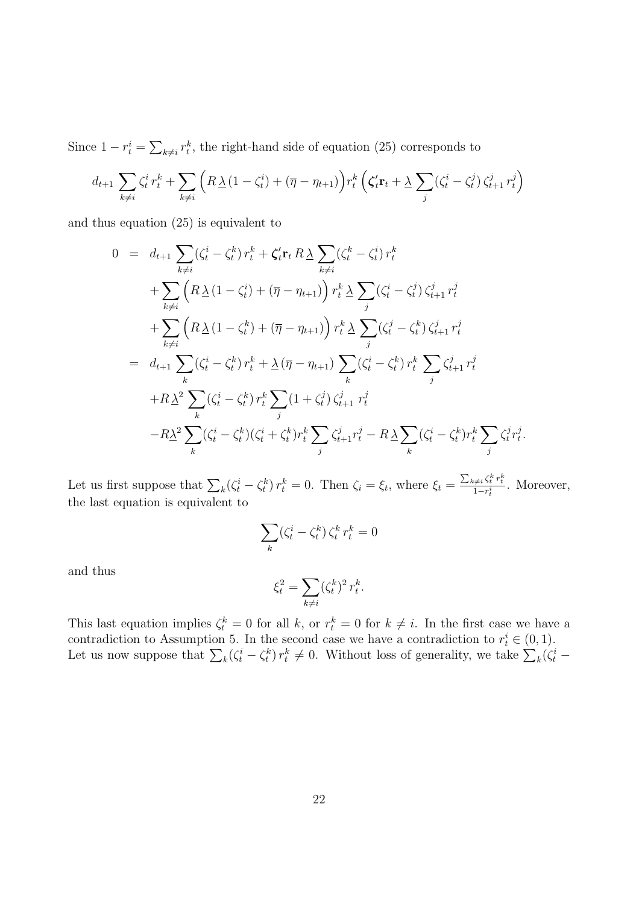Since $1 - r_t^i = \sum_{k \neq i} r_t^k$, the right-hand side of equation (25) corresponds to

$$
d_{t+1} \sum_{k \neq i} \zeta_t^i \, r_t^k + \sum_{k \neq i} \Big( R \, \underline{\lambda} \, (1 - \zeta_t^i) + (\overline{\eta} - \eta_{t+1}) \Big) r_t^k \, \Big( \boldsymbol{\zeta}_t' \mathbf{r}_t + \underline{\lambda} \sum_j (\zeta_t^i - \zeta_t^j) \, \zeta_{t+1}^j \, r_t^j \Big)
$$

and thus equation (25) is equivalent to

$$
\begin{aligned}
0 \;&=\; d_{t+1} \sum_{k \neq i} (\zeta_t^i - \zeta_t^k) \, r_t^k + \boldsymbol{\zeta}_t' \mathbf{r}_t \, R \, \underline{\lambda} \sum_{k \neq i} (\zeta_t^k - \zeta_t^i) \, r_t^k \\
&\quad + \sum_{k \neq i} \Big( R \, \underline{\lambda} \, (1 - \zeta_t^i) + (\overline{\eta} - \eta_{t+1}) \Big) \, r_t^k \, \underline{\lambda} \sum_j (\zeta_t^i - \zeta_t^j) \, \zeta_{t+1}^j \, r_t^j \\
&\quad + \sum_{k \neq i} \Big( R \, \underline{\lambda} \, (1 - \zeta_t^k) + (\overline{\eta} - \eta_{t+1}) \Big) \, r_t^k \, \underline{\lambda} \sum_j (\zeta_t^j - \zeta_t^k) \, \zeta_{t+1}^j \, r_t^j \\
&=\; d_{t+1} \sum_k (\zeta_t^i - \zeta_t^k) \, r_t^k + \underline{\lambda} \, (\overline{\eta} - \eta_{t+1}) \sum_k (\zeta_t^i - \zeta_t^k) \, r_t^k \sum_j \zeta_{t+1}^j \, r_t^j \\
&\quad + R \, \underline{\lambda}^2 \sum_k (\zeta_t^i - \zeta_t^k) \, r_t^k \sum_j (1 + \zeta_t^j) \, \zeta_{t+1}^j \; r_t^j \\
&\quad - R \underline{\lambda}^2 \sum_k (\zeta_t^i - \zeta_t^k)(\zeta_t^i + \zeta_t^k) r_t^k \sum_j \zeta_{t+1}^j r_t^j - R \, \underline{\lambda} \sum_k (\zeta_t^i - \zeta_t^k) r_t^k \sum_j \zeta_t^j r_t^j.
\end{aligned}
$$

Let us first suppose that $\sum_k (\zeta_t^i - \zeta_t^k) \, r_t^k = 0$. Then $\zeta_i = \xi_t$, where $\xi_t = \frac{\sum_{k \neq i} \zeta_t^k \, r_t^k}{1 - r_t^i}$. Moreover, the last equation is equivalent to

$$
\sum_k (\zeta_t^i - \zeta_t^k) \, \zeta_t^k \, r_t^k = 0
$$

and thus

$$
\xi_t^2 = \sum_{k \neq i} (\zeta_t^k)^2 \, r_t^k.
$$

This last equation implies $\zeta_t^k = 0$ for all $k$, or $r_t^k = 0$ for $k \neq i$. In the first case we have a contradiction to Assumption 5. In the second case we have a contradiction to $r_t^i \in (0, 1)$.
Let us now suppose that $\sum_k (\zeta_t^i - \zeta_t^k) \, r_t^k \neq 0$. Without loss of generality, we take $\sum_k (\zeta_t^i -$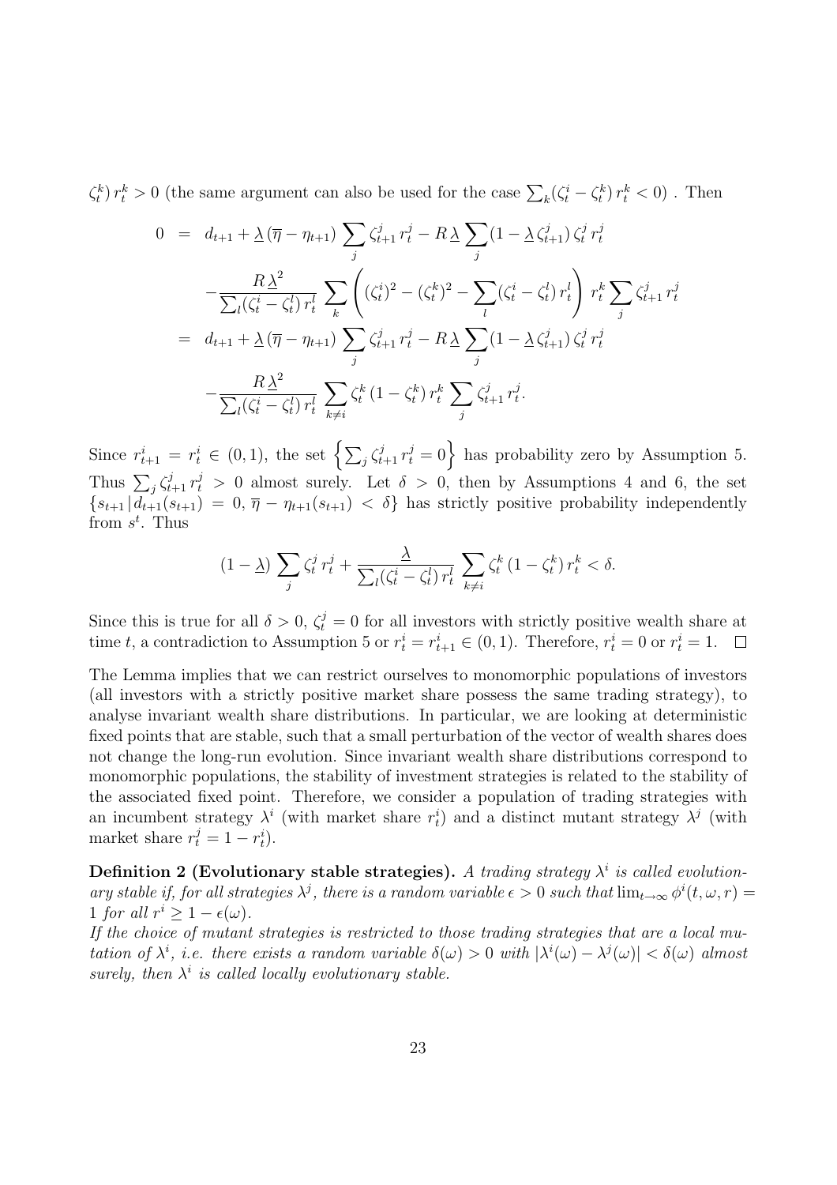$\zeta_t^k)\, r_t^k > 0$ (the same argument can also be used for the case $\sum_k(\zeta_t^i - \zeta_t^k)\, r_t^k < 0)$ . Then

$$
\begin{aligned}
0 &= d_{t+1} + \underline{\lambda}\,(\overline{\eta} - \eta_{t+1}) \sum_j \zeta_{t+1}^j\, r_t^j - R\,\underline{\lambda} \sum_j (1 - \underline{\lambda}\,\zeta_{t+1}^j)\,\zeta_t^j\, r_t^j \\
&\quad - \frac{R\,\underline{\lambda}^2}{\sum_l (\zeta_t^i - \zeta_t^l)\, r_t^l} \sum_k \left( (\zeta_t^i)^2 - (\zeta_t^k)^2 - \sum_l (\zeta_t^i - \zeta_t^l)\, r_t^l \right) r_t^k \sum_j \zeta_{t+1}^j\, r_t^j \\
&= d_{t+1} + \underline{\lambda}\,(\overline{\eta} - \eta_{t+1}) \sum_j \zeta_{t+1}^j\, r_t^j - R\,\underline{\lambda} \sum_j (1 - \underline{\lambda}\,\zeta_{t+1}^j)\,\zeta_t^j\, r_t^j \\
&\quad - \frac{R\,\underline{\lambda}^2}{\sum_l (\zeta_t^i - \zeta_t^l)\, r_t^l} \sum_{k \neq i} \zeta_t^k\,(1 - \zeta_t^k)\, r_t^k \sum_j \zeta_{t+1}^j\, r_t^j.
\end{aligned}
$$

Since $r_{t+1}^i = r_t^i \in (0,1)$, the set $\left\{\sum_j \zeta_{t+1}^j\, r_t^j = 0\right\}$ has probability zero by Assumption 5. Thus $\sum_j \zeta_{t+1}^j\, r_t^j > 0$ almost surely. Let $\delta > 0$, then by Assumptions 4 and 6, the set $\{s_{t+1}\,|\, d_{t+1}(s_{t+1}) = 0,\, \overline{\eta} - \eta_{t+1}(s_{t+1}) < \delta\}$ has strictly positive probability independently from $s^t$. Thus

$$
(1 - \underline{\lambda}) \sum_j \zeta_t^j\, r_t^j + \frac{\underline{\lambda}}{\sum_l (\zeta_t^i - \zeta_t^l)\, r_t^l} \sum_{k \neq i} \zeta_t^k\,(1 - \zeta_t^k)\, r_t^k < \delta.
$$

Since this is true for all $\delta > 0$, $\zeta_t^j = 0$ for all investors with strictly positive wealth share at time $t$, a contradiction to Assumption 5 or $r_t^i = r_{t+1}^i \in (0,1)$. Therefore, $r_t^i = 0$ or $r_t^i = 1$. $\square$

The Lemma implies that we can restrict ourselves to monomorphic populations of investors (all investors with a strictly positive market share possess the same trading strategy), to analyse invariant wealth share distributions. In particular, we are looking at deterministic fixed points that are stable, such that a small perturbation of the vector of wealth shares does not change the long-run evolution. Since invariant wealth share distributions correspond to monomorphic populations, the stability of investment strategies is related to the stability of the associated fixed point. Therefore, we consider a population of trading strategies with an incumbent strategy $\lambda^i$ (with market share $r_t^i$) and a distinct mutant strategy $\lambda^j$ (with market share $r_t^j = 1 - r_t^i$).

**Definition 2 (Evolutionary stable strategies).** *A trading strategy $\lambda^i$ is called evolutionary stable if, for all strategies $\lambda^j$, there is a random variable $\epsilon > 0$ such that $\lim_{t\to\infty} \phi^i(t,\omega,r) = 1$ for all $r^i \geq 1 - \epsilon(\omega)$.*

*If the choice of mutant strategies is restricted to those trading strategies that are a local mutation of $\lambda^i$, i.e. there exists a random variable $\delta(\omega) > 0$ with $|\lambda^i(\omega) - \lambda^j(\omega)| < \delta(\omega)$ almost surely, then $\lambda^i$ is called locally evolutionary stable.*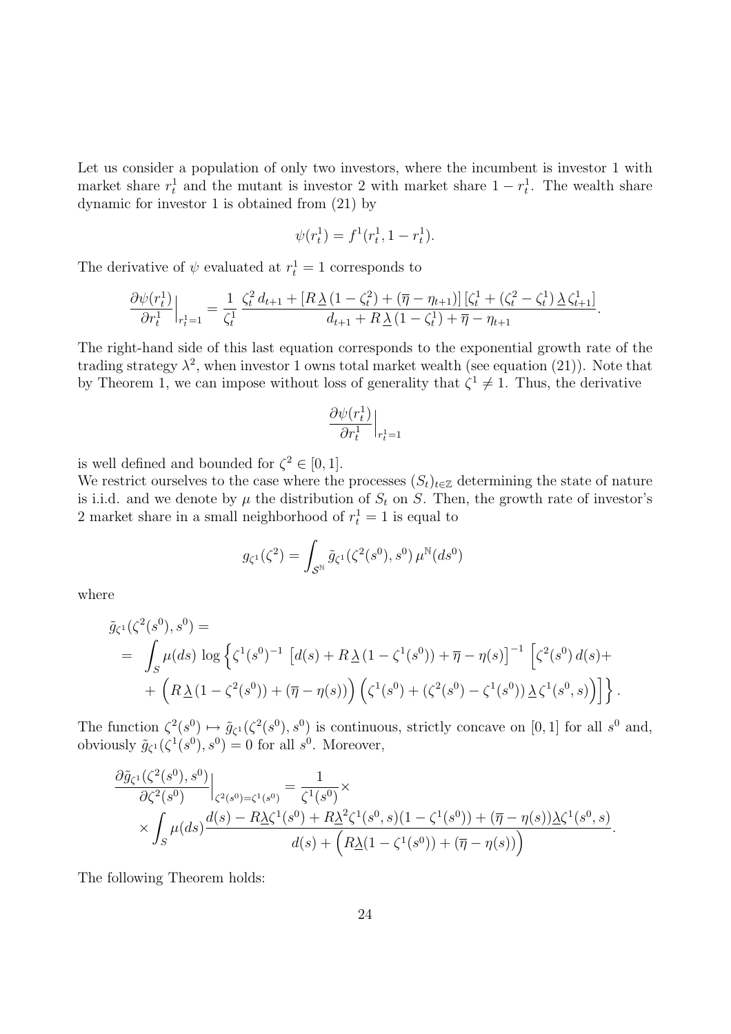Let us consider a population of only two investors, where the incumbent is investor 1 with market share $r_t^1$ and the mutant is investor 2 with market share $1 - r_t^1$. The wealth share dynamic for investor 1 is obtained from (21) by

$$\psi(r_t^1) = f^1(r_t^1, 1 - r_t^1).$$

The derivative of $\psi$ evaluated at $r_t^1 = 1$ corresponds to

$$\frac{\partial \psi(r_t^1)}{\partial r_t^1}\Big|_{r_t^1=1} = \frac{1}{\zeta_t^1} \, \frac{\zeta_t^2 \, d_{t+1} + [R \, \underline{\lambda} \, (1 - \zeta_t^2) + (\overline{\eta} - \eta_{t+1})] \, [\zeta_t^1 + (\zeta_t^2 - \zeta_t^1) \, \underline{\lambda} \, \zeta_{t+1}^1]}{d_{t+1} + R \, \underline{\lambda} \, (1 - \zeta_t^1) + \overline{\eta} - \eta_{t+1}}.$$

The right-hand side of this last equation corresponds to the exponential growth rate of the trading strategy $\lambda^2$, when investor 1 owns total market wealth (see equation (21)). Note that by Theorem 1, we can impose without loss of generality that $\zeta^1 \neq 1$. Thus, the derivative

$$\frac{\partial \psi(r_t^1)}{\partial r_t^1}\Big|_{r_t^1=1}$$

is well defined and bounded for $\zeta^2 \in [0, 1]$.

We restrict ourselves to the case where the processes $(S_t)_{t \in \mathbb{Z}}$ determining the state of nature is i.i.d. and we denote by $\mu$ the distribution of $S_t$ on $S$. Then, the growth rate of investor's 2 market share in a small neighborhood of $r_t^1 = 1$ is equal to

$$g_{\zeta^1}(\zeta^2) = \int_{\mathcal{S}^{\mathbb{N}}} \tilde{g}_{\zeta^1}(\zeta^2(s^0), s^0) \, \mu^{\mathbb{N}}(ds^0)$$

where

$$\begin{aligned}
&\tilde{g}_{\zeta^1}(\zeta^2(s^0), s^0) = \\
&= \int_S \mu(ds) \, \log \Big\{ \zeta^1(s^0)^{-1} \, \left[ d(s) + R \, \underline{\lambda} \, (1 - \zeta^1(s^0)) + \overline{\eta} - \eta(s) \right]^{-1} \, \Big[ \zeta^2(s^0) \, d(s) + \\
&\quad + \Big( R \, \underline{\lambda} \, (1 - \zeta^2(s^0)) + (\overline{\eta} - \eta(s)) \Big) \Big( \zeta^1(s^0) + (\zeta^2(s^0) - \zeta^1(s^0)) \, \underline{\lambda} \, \zeta^1(s^0, s) \Big) \Big] \Big\} .
\end{aligned}$$

The function $\zeta^2(s^0) \mapsto \tilde{g}_{\zeta^1}(\zeta^2(s^0), s^0)$ is continuous, strictly concave on $[0, 1]$ for all $s^0$ and, obviously $\tilde{g}_{\zeta^1}(\zeta^1(s^0), s^0) = 0$ for all $s^0$. Moreover,

$$\begin{aligned}
&\frac{\partial \tilde{g}_{\zeta^1}(\zeta^2(s^0), s^0)}{\partial \zeta^2(s^0)}\Big|_{\zeta^2(s^0)=\zeta^1(s^0)} = \frac{1}{\zeta^1(s^0)} \times \\
&\quad \times \int_S \mu(ds) \frac{d(s) - R\underline{\lambda}\zeta^1(s^0) + R\underline{\lambda}^2 \zeta^1(s^0, s)(1 - \zeta^1(s^0)) + (\overline{\eta} - \eta(s))\underline{\lambda}\zeta^1(s^0, s)}{d(s) + \Big( R\underline{\lambda}(1 - \zeta^1(s^0)) + (\overline{\eta} - \eta(s)) \Big)}.
\end{aligned}$$

The following Theorem holds: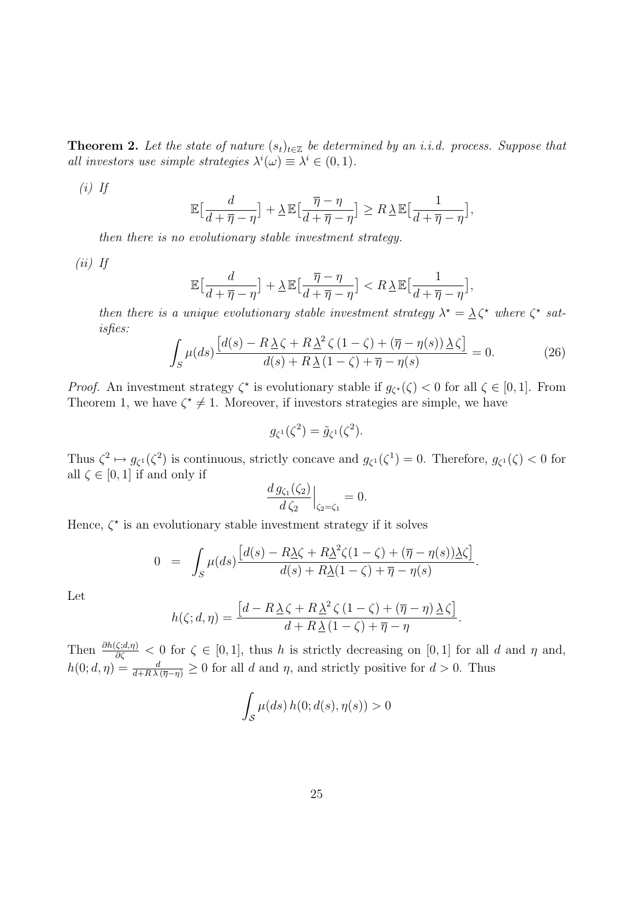**Theorem 2.** *Let the state of nature $(s_t)_{t\in\mathbb{Z}}$ be determined by an i.i.d. process. Suppose that all investors use simple strategies $\lambda^i(\omega) \equiv \lambda^i \in (0,1)$.*

*(i) If*

$$\mathbb{E}\big[\frac{d}{d+\overline{\eta}-\eta}\big] + \underline{\lambda}\,\mathbb{E}\big[\frac{\overline{\eta}-\eta}{d+\overline{\eta}-\eta}\big] \geq R\,\underline{\lambda}\,\mathbb{E}\big[\frac{1}{d+\overline{\eta}-\eta}\big],$$

*then there is no evolutionary stable investment strategy.*

*(ii) If*

$$\mathbb{E}\big[\frac{d}{d+\overline{\eta}-\eta}\big] + \underline{\lambda}\,\mathbb{E}\big[\frac{\overline{\eta}-\eta}{d+\overline{\eta}-\eta}\big] < R\,\underline{\lambda}\,\mathbb{E}\big[\frac{1}{d+\overline{\eta}-\eta}\big],$$

*then there is a unique evolutionary stable investment strategy $\lambda^\star = \underline{\lambda}\,\zeta^\star$ where $\zeta^\star$ satisfies:*

$$\int_S \mu(ds) \frac{\big[d(s) - R\,\underline{\lambda}\,\zeta + R\,\underline{\lambda}^2\,\zeta\,(1-\zeta) + (\overline{\eta}-\eta(s))\,\underline{\lambda}\,\zeta\big]}{d(s) + R\,\underline{\lambda}\,(1-\zeta) + \overline{\eta} - \eta(s)} = 0. \tag{26}$$

*Proof.* An investment strategy $\zeta^\star$ is evolutionary stable if $g_{\zeta^\star}(\zeta) < 0$ for all $\zeta \in [0,1]$. From Theorem 1, we have $\zeta^\star \neq 1$. Moreover, if investors strategies are simple, we have

$$g_{\zeta^1}(\zeta^2) = \tilde{g}_{\zeta^1}(\zeta^2).$$

Thus $\zeta^2 \mapsto g_{\zeta^1}(\zeta^2)$ is continuous, strictly concave and $g_{\zeta^1}(\zeta^1) = 0$. Therefore, $g_{\zeta^1}(\zeta) < 0$ for all $\zeta \in [0,1]$ if and only if

$$\frac{d\,g_{\zeta_1}(\zeta_2)}{d\,\zeta_2}\Big|_{\zeta_2=\zeta_1} = 0.$$

Hence, $\zeta^\star$ is an evolutionary stable investment strategy if it solves

$$0 \;\; = \;\; \int_S \mu(ds) \frac{\big[d(s) - R\underline{\lambda}\zeta + R\underline{\lambda}^2\zeta(1-\zeta) + (\overline{\eta}-\eta(s))\underline{\lambda}\zeta\big]}{d(s) + R\underline{\lambda}(1-\zeta) + \overline{\eta} - \eta(s)}.$$

Let

$$h(\zeta; d, \eta) = \frac{\big[d - R\,\underline{\lambda}\,\zeta + R\,\underline{\lambda}^2\,\zeta\,(1-\zeta) + (\overline{\eta}-\eta)\,\underline{\lambda}\,\zeta\big]}{d + R\,\underline{\lambda}\,(1-\zeta) + \overline{\eta} - \eta}.$$

Then $\frac{\partial h(\zeta;d,\eta)}{\partial \zeta} < 0$ for $\zeta \in [0,1]$, thus $h$ is strictly decreasing on $[0,1]$ for all $d$ and $\eta$ and, $h(0; d, \eta) = \frac{d}{d + R\,\lambda\,(\overline{\eta}-\eta)} \geq 0$ for all $d$ and $\eta$, and strictly positive for $d > 0$. Thus

$$\int_{\mathcal{S}} \mu(ds)\, h(0; d(s), \eta(s)) > 0$$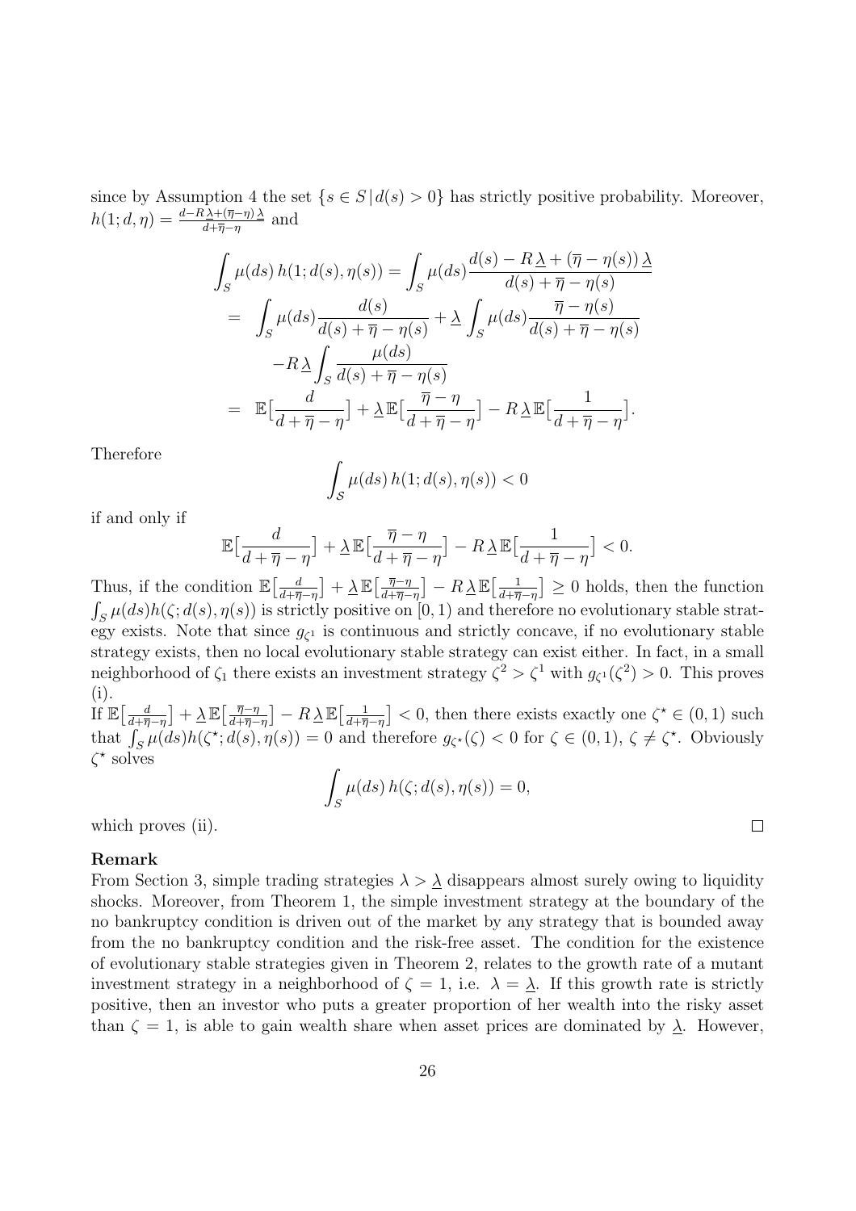since by Assumption 4 the set $\{s \in S \,|\, d(s) > 0\}$ has strictly positive probability. Moreover, $h(1; d, \eta) = \frac{d - R\underline{\lambda} + (\overline{\eta} - \eta)\,\underline{\lambda}}{d + \overline{\eta} - \eta}$ and

$$
\begin{aligned}
\int_S \mu(ds)\, h(1; d(s), \eta(s)) &= \int_S \mu(ds) \frac{d(s) - R\,\underline{\lambda} + (\overline{\eta} - \eta(s))\,\underline{\lambda}}{d(s) + \overline{\eta} - \eta(s)} \\
&= \int_S \mu(ds) \frac{d(s)}{d(s) + \overline{\eta} - \eta(s)} + \underline{\lambda} \int_S \mu(ds) \frac{\overline{\eta} - \eta(s)}{d(s) + \overline{\eta} - \eta(s)} \\
&\quad - R\,\underline{\lambda} \int_S \frac{\mu(ds)}{d(s) + \overline{\eta} - \eta(s)} \\
&= \mathbb{E}\big[\frac{d}{d + \overline{\eta} - \eta}\big] + \underline{\lambda}\,\mathbb{E}\big[\frac{\overline{\eta} - \eta}{d + \overline{\eta} - \eta}\big] - R\,\underline{\lambda}\,\mathbb{E}\big[\frac{1}{d + \overline{\eta} - \eta}\big].
\end{aligned}
$$

Therefore

$$
\int_S \mu(ds)\, h(1; d(s), \eta(s)) < 0
$$

if and only if

$$
\mathbb{E}\big[\frac{d}{d + \overline{\eta} - \eta}\big] + \underline{\lambda}\,\mathbb{E}\big[\frac{\overline{\eta} - \eta}{d + \overline{\eta} - \eta}\big] - R\,\underline{\lambda}\,\mathbb{E}\big[\frac{1}{d + \overline{\eta} - \eta}\big] < 0.
$$

Thus, if the condition $\mathbb{E}\big[\frac{d}{d+\overline{\eta}-\eta}\big] + \underline{\lambda}\,\mathbb{E}\big[\frac{\overline{\eta}-\eta}{d+\overline{\eta}-\eta}\big] - R\,\underline{\lambda}\,\mathbb{E}\big[\frac{1}{d+\overline{\eta}-\eta}\big] \geq 0$ holds, then the function $\int_S \mu(ds) h(\zeta; d(s), \eta(s))$ is strictly positive on $[0, 1)$ and therefore no evolutionary stable strategy exists. Note that since $g_{\zeta^1}$ is continuous and strictly concave, if no evolutionary stable strategy exists, then no local evolutionary stable strategy can exist either. In fact, in a small neighborhood of $\zeta_1$ there exists an investment strategy $\zeta^2 > \zeta^1$ with $g_{\zeta^1}(\zeta^2) > 0$. This proves (i).

If $\mathbb{E}\big[\frac{d}{d+\overline{\eta}-\eta}\big] + \underline{\lambda}\,\mathbb{E}\big[\frac{\overline{\eta}-\eta}{d+\overline{\eta}-\eta}\big] - R\,\underline{\lambda}\,\mathbb{E}\big[\frac{1}{d+\overline{\eta}-\eta}\big] < 0$, then there exists exactly one $\zeta^\star \in (0, 1)$ such that $\int_S \mu(ds) h(\zeta^\star; d(s), \eta(s)) = 0$ and therefore $g_{\zeta^\star}(\zeta) < 0$ for $\zeta \in (0, 1)$, $\zeta \neq \zeta^\star$. Obviously $\zeta^\star$ solves

$$
\int_S \mu(ds)\, h(\zeta; d(s), \eta(s)) = 0,
$$

which proves (ii). □

**Remark**

From Section 3, simple trading strategies $\lambda > \underline{\lambda}$ disappears almost surely owing to liquidity shocks. Moreover, from Theorem 1, the simple investment strategy at the boundary of the no bankruptcy condition is driven out of the market by any strategy that is bounded away from the no bankruptcy condition and the risk-free asset. The condition for the existence of evolutionary stable strategies given in Theorem 2, relates to the growth rate of a mutant investment strategy in a neighborhood of $\zeta = 1$, i.e. $\lambda = \underline{\lambda}$. If this growth rate is strictly positive, then an investor who puts a greater proportion of her wealth into the risky asset than $\zeta = 1$, is able to gain wealth share when asset prices are dominated by $\underline{\lambda}$. However,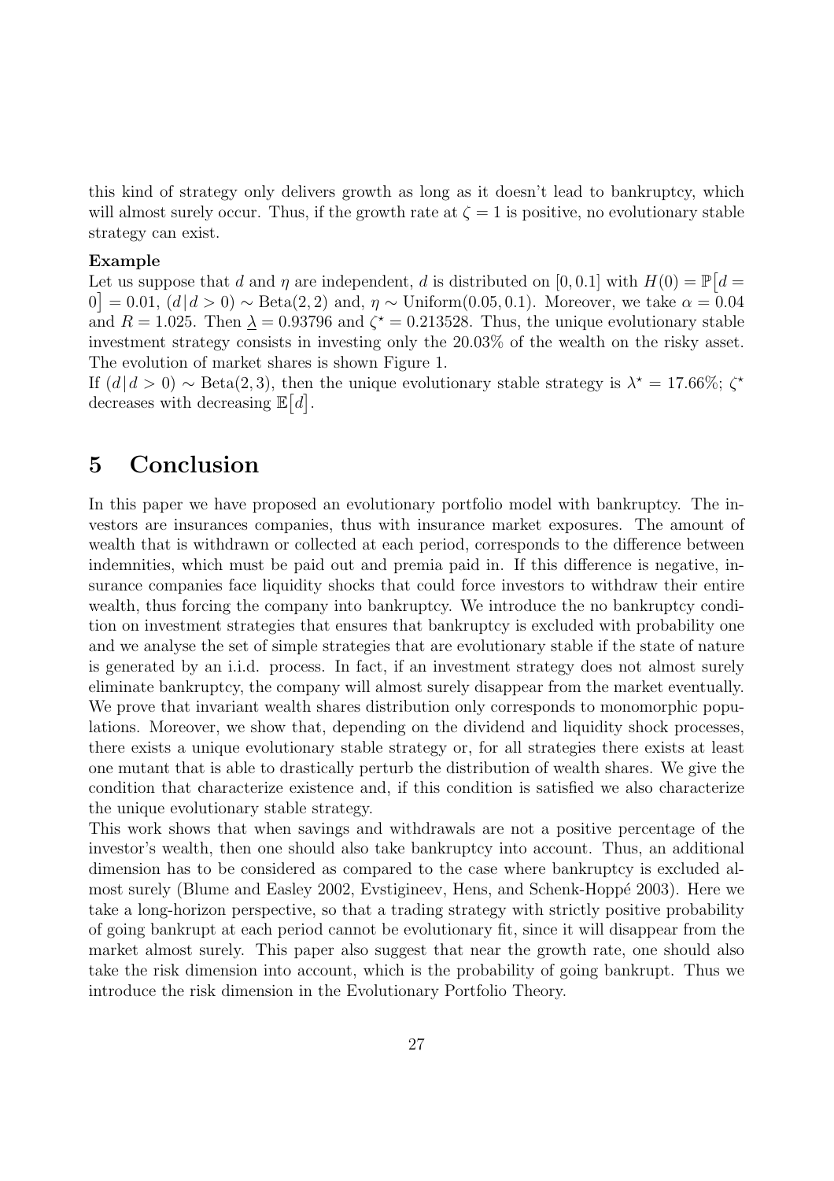this kind of strategy only delivers growth as long as it doesn't lead to bankruptcy, which will almost surely occur. Thus, if the growth rate at $\zeta = 1$ is positive, no evolutionary stable strategy can exist.

**Example**

Let us suppose that $d$ and $\eta$ are independent, $d$ is distributed on $[0, 0.1]$ with $H(0) = \mathbb{P}\big[d = 0\big] = 0.01$, $(d\,|\,d > 0) \sim \text{Beta}(2, 2)$ and, $\eta \sim \text{Uniform}(0.05, 0.1)$. Moreover, we take $\alpha = 0.04$ and $R = 1.025$. Then $\underline{\lambda} = 0.93796$ and $\zeta^{\star} = 0.213528$. Thus, the unique evolutionary stable investment strategy consists in investing only the 20.03% of the wealth on the risky asset. The evolution of market shares is shown Figure 1.

If $(d\,|\,d > 0) \sim \text{Beta}(2, 3)$, then the unique evolutionary stable strategy is $\lambda^{\star} = 17.66\%$; $\zeta^{\star}$ decreases with decreasing $\mathbb{E}\big[d\big]$.

# 5 Conclusion

In this paper we have proposed an evolutionary portfolio model with bankruptcy. The investors are insurances companies, thus with insurance market exposures. The amount of wealth that is withdrawn or collected at each period, corresponds to the difference between indemnities, which must be paid out and premia paid in. If this difference is negative, insurance companies face liquidity shocks that could force investors to withdraw their entire wealth, thus forcing the company into bankruptcy. We introduce the no bankruptcy condition on investment strategies that ensures that bankruptcy is excluded with probability one and we analyse the set of simple strategies that are evolutionary stable if the state of nature is generated by an i.i.d. process. In fact, if an investment strategy does not almost surely eliminate bankruptcy, the company will almost surely disappear from the market eventually. We prove that invariant wealth shares distribution only corresponds to monomorphic populations. Moreover, we show that, depending on the dividend and liquidity shock processes, there exists a unique evolutionary stable strategy or, for all strategies there exists at least one mutant that is able to drastically perturb the distribution of wealth shares. We give the condition that characterize existence and, if this condition is satisfied we also characterize the unique evolutionary stable strategy.

This work shows that when savings and withdrawals are not a positive percentage of the investor's wealth, then one should also take bankruptcy into account. Thus, an additional dimension has to be considered as compared to the case where bankruptcy is excluded almost surely (Blume and Easley 2002, Evstigineev, Hens, and Schenk-Hoppé 2003). Here we take a long-horizon perspective, so that a trading strategy with strictly positive probability of going bankrupt at each period cannot be evolutionary fit, since it will disappear from the market almost surely. This paper also suggest that near the growth rate, one should also take the risk dimension into account, which is the probability of going bankrupt. Thus we introduce the risk dimension in the Evolutionary Portfolio Theory.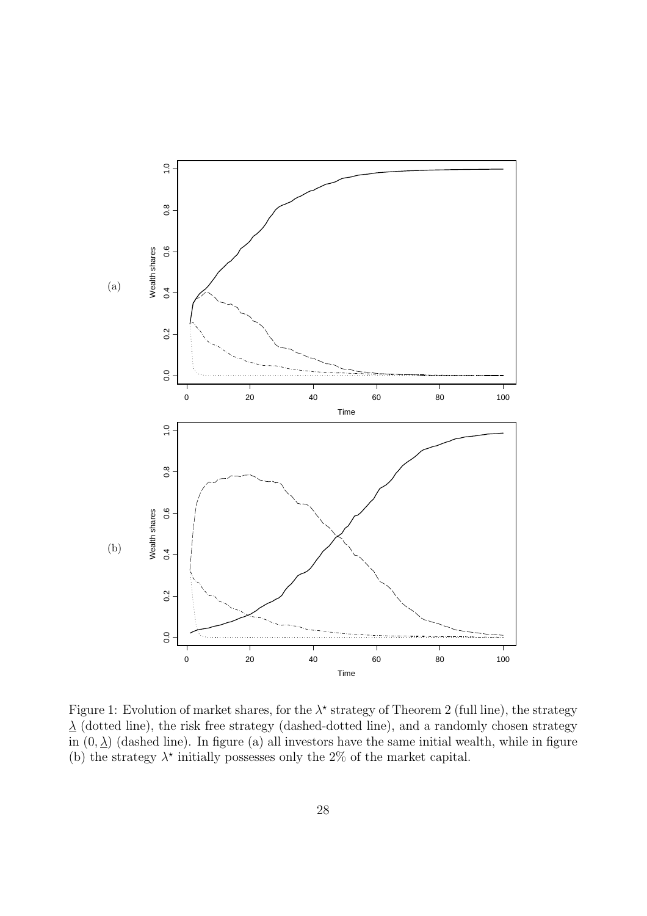Figure 1: Evolution of market shares, for the $\lambda^\star$ strategy of Theorem 2 (full line), the strategy $\underline{\lambda}$ (dotted line), the risk free strategy (dashed-dotted line), and a randomly chosen strategy in $(0, \underline{\lambda})$ (dashed line). In figure (a) all investors have the same initial wealth, while in figure (b) the strategy $\lambda^\star$ initially possesses only the 2% of the market capital.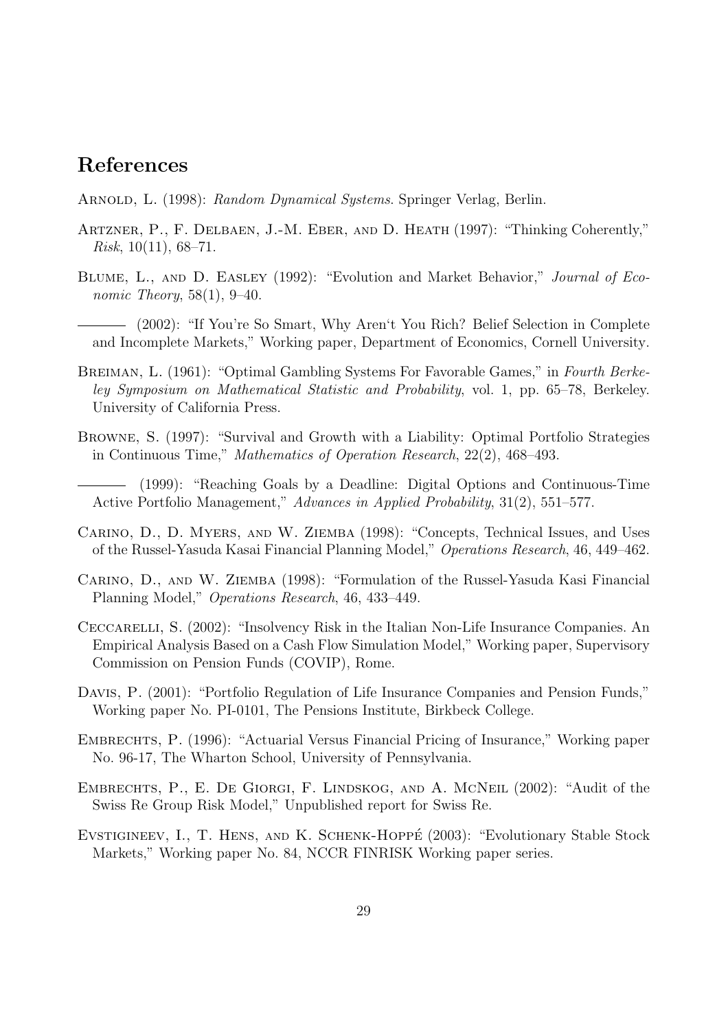## References

Arnold, L. (1998): *Random Dynamical Systems*. Springer Verlag, Berlin.

Artzner, P., F. Delbaen, J.-M. Eber, and D. Heath (1997): "Thinking Coherently," *Risk*, 10(11), 68–71.

Blume, L., and D. Easley (1992): "Evolution and Market Behavior," *Journal of Economic Theory*, 58(1), 9–40.

——— (2002): "If You're So Smart, Why Aren't You Rich? Belief Selection in Complete and Incomplete Markets," Working paper, Department of Economics, Cornell University.

Breiman, L. (1961): "Optimal Gambling Systems For Favorable Games," in *Fourth Berkeley Symposium on Mathematical Statistic and Probability*, vol. 1, pp. 65–78, Berkeley. University of California Press.

Browne, S. (1997): "Survival and Growth with a Liability: Optimal Portfolio Strategies in Continuous Time," *Mathematics of Operation Research*, 22(2), 468–493.

——— (1999): "Reaching Goals by a Deadline: Digital Options and Continuous-Time Active Portfolio Management," *Advances in Applied Probability*, 31(2), 551–577.

Carino, D., D. Myers, and W. Ziemba (1998): "Concepts, Technical Issues, and Uses of the Russel-Yasuda Kasai Financial Planning Model," *Operations Research*, 46, 449–462.

Carino, D., and W. Ziemba (1998): "Formulation of the Russel-Yasuda Kasi Financial Planning Model," *Operations Research*, 46, 433–449.

Ceccarelli, S. (2002): "Insolvency Risk in the Italian Non-Life Insurance Companies. An Empirical Analysis Based on a Cash Flow Simulation Model," Working paper, Supervisory Commission on Pension Funds (COVIP), Rome.

Davis, P. (2001): "Portfolio Regulation of Life Insurance Companies and Pension Funds," Working paper No. PI-0101, The Pensions Institute, Birkbeck College.

Embrechts, P. (1996): "Actuarial Versus Financial Pricing of Insurance," Working paper No. 96-17, The Wharton School, University of Pennsylvania.

Embrechts, P., E. De Giorgi, F. Lindskog, and A. McNeil (2002): "Audit of the Swiss Re Group Risk Model," Unpublished report for Swiss Re.

Evstigineev, I., T. Hens, and K. Schenk-Hoppé (2003): "Evolutionary Stable Stock Markets," Working paper No. 84, NCCR FINRISK Working paper series.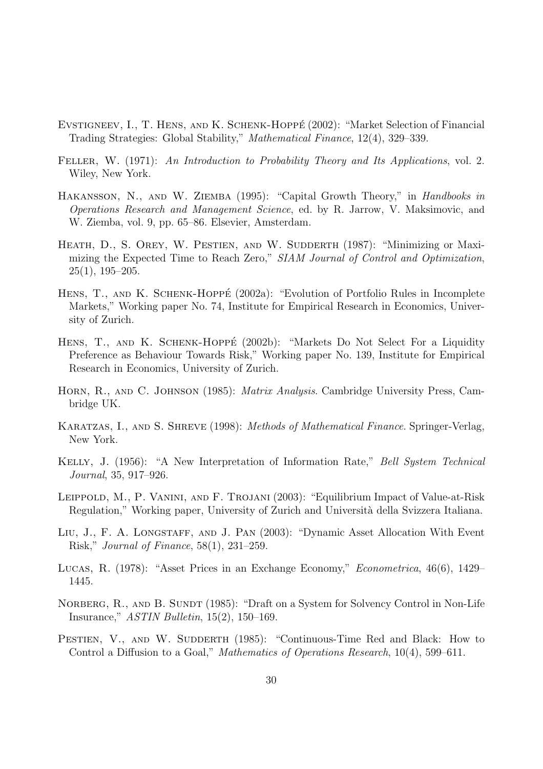Evstigneev, I., T. Hens, and K. Schenk-Hoppé (2002): "Market Selection of Financial Trading Strategies: Global Stability," *Mathematical Finance*, 12(4), 329–339.

Feller, W. (1971): *An Introduction to Probability Theory and Its Applications*, vol. 2. Wiley, New York.

Hakansson, N., and W. Ziemba (1995): "Capital Growth Theory," in *Handbooks in Operations Research and Management Science*, ed. by R. Jarrow, V. Maksimovic, and W. Ziemba, vol. 9, pp. 65–86. Elsevier, Amsterdam.

Heath, D., S. Orey, W. Pestien, and W. Sudderth (1987): "Minimizing or Maximizing the Expected Time to Reach Zero," *SIAM Journal of Control and Optimization*, 25(1), 195–205.

Hens, T., and K. Schenk-Hoppé (2002a): "Evolution of Portfolio Rules in Incomplete Markets," Working paper No. 74, Institute for Empirical Research in Economics, University of Zurich.

Hens, T., and K. Schenk-Hoppé (2002b): "Markets Do Not Select For a Liquidity Preference as Behaviour Towards Risk," Working paper No. 139, Institute for Empirical Research in Economics, University of Zurich.

Horn, R., and C. Johnson (1985): *Matrix Analysis*. Cambridge University Press, Cambridge UK.

Karatzas, I., and S. Shreve (1998): *Methods of Mathematical Finance*. Springer-Verlag, New York.

Kelly, J. (1956): "A New Interpretation of Information Rate," *Bell System Technical Journal*, 35, 917–926.

Leippold, M., P. Vanini, and F. Trojani (2003): "Equilibrium Impact of Value-at-Risk Regulation," Working paper, University of Zurich and Università della Svizzera Italiana.

Liu, J., F. A. Longstaff, and J. Pan (2003): "Dynamic Asset Allocation With Event Risk," *Journal of Finance*, 58(1), 231–259.

Lucas, R. (1978): "Asset Prices in an Exchange Economy," *Econometrica*, 46(6), 1429–1445.

Norberg, R., and B. Sundt (1985): "Draft on a System for Solvency Control in Non-Life Insurance," *ASTIN Bulletin*, 15(2), 150–169.

Pestien, V., and W. Sudderth (1985): "Continuous-Time Red and Black: How to Control a Diffusion to a Goal," *Mathematics of Operations Research*, 10(4), 599–611.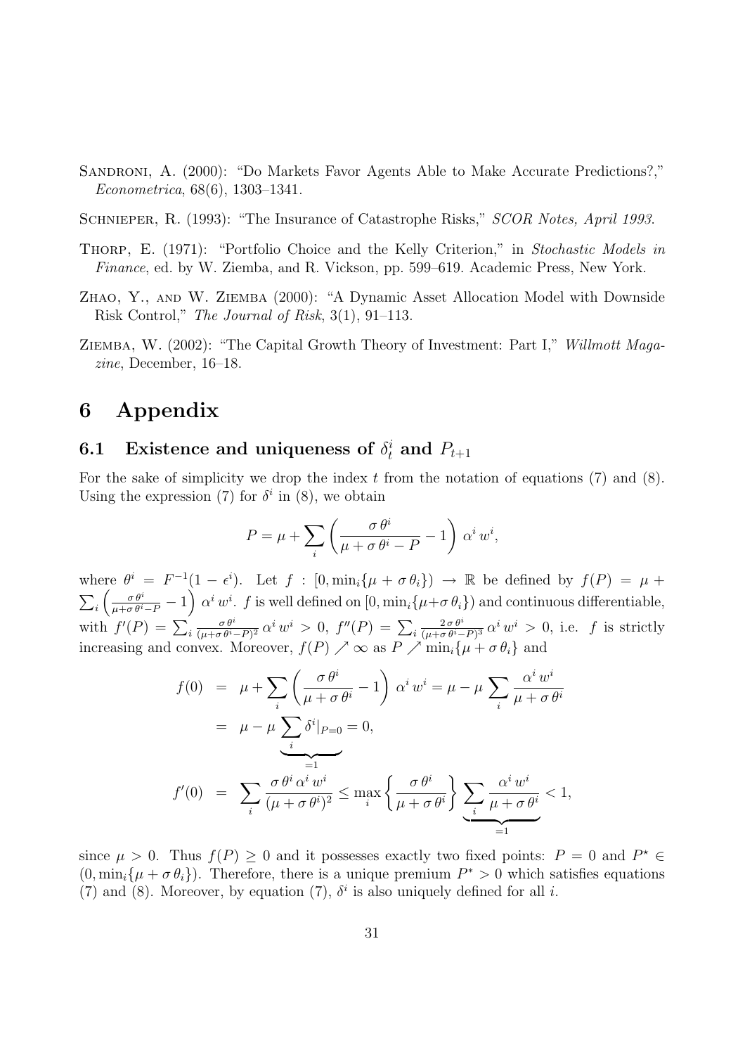Sandroni, A. (2000): "Do Markets Favor Agents Able to Make Accurate Predictions?," *Econometrica*, 68(6), 1303–1341.

Schnieper, R. (1993): "The Insurance of Catastrophe Risks," *SCOR Notes, April 1993*.

Thorp, E. (1971): "Portfolio Choice and the Kelly Criterion," in *Stochastic Models in Finance*, ed. by W. Ziemba, and R. Vickson, pp. 599–619. Academic Press, New York.

Zhao, Y., and W. Ziemba (2000): "A Dynamic Asset Allocation Model with Downside Risk Control," *The Journal of Risk*, 3(1), 91–113.

Ziemba, W. (2002): "The Capital Growth Theory of Investment: Part I," *Willmott Magazine*, December, 16–18.

# 6 Appendix

## 6.1 Existence and uniqueness of $\delta_t^i$ and $P_{t+1}$

For the sake of simplicity we drop the index $t$ from the notation of equations (7) and (8). Using the expression (7) for $\delta^i$ in (8), we obtain

$$P = \mu + \sum_i \left( \frac{\sigma\,\theta^i}{\mu + \sigma\,\theta^i - P} - 1 \right) \alpha^i\, w^i,$$

where $\theta^i = F^{-1}(1 - \epsilon^i)$. Let $f : [0, \min_i\{\mu + \sigma\,\theta_i\}) \to \mathbb{R}$ be defined by $f(P) = \mu + \sum_i \left( \frac{\sigma\,\theta^i}{\mu + \sigma\,\theta^i - P} - 1 \right) \alpha^i\, w^i$. $f$ is well defined on $[0, \min_i\{\mu + \sigma\,\theta_i\})$ and continuous differentiable, with $f'(P) = \sum_i \frac{\sigma\,\theta^i}{(\mu + \sigma\,\theta^i - P)^2}\,\alpha^i\, w^i > 0$, $f''(P) = \sum_i \frac{2\,\sigma\,\theta^i}{(\mu + \sigma\,\theta^i - P)^3}\,\alpha^i\, w^i > 0$, i.e. $f$ is strictly increasing and convex. Moreover, $f(P) \nearrow \infty$ as $P \nearrow \min_i\{\mu + \sigma\,\theta_i\}$ and

$$\begin{aligned}
f(0) &= \mu + \sum_i \left( \frac{\sigma\,\theta^i}{\mu + \sigma\,\theta^i} - 1 \right) \alpha^i\, w^i = \mu - \mu \sum_i \frac{\alpha^i\, w^i}{\mu + \sigma\,\theta^i} \\
&= \mu - \mu \underbrace{\sum_i \delta^i|_{P=0}}_{=1} = 0, \\
f'(0) &= \sum_i \frac{\sigma\,\theta^i\,\alpha^i\, w^i}{(\mu + \sigma\,\theta^i)^2} \le \max_i \left\{ \frac{\sigma\,\theta^i}{\mu + \sigma\,\theta^i} \right\} \underbrace{\sum_i \frac{\alpha^i\, w^i}{\mu + \sigma\,\theta^i}}_{=1} < 1,
\end{aligned}$$

since $\mu > 0$. Thus $f(P) \geq 0$ and it possesses exactly two fixed points: $P = 0$ and $P^\star \in (0, \min_i\{\mu + \sigma\,\theta_i\})$. Therefore, there is a unique premium $P^* > 0$ which satisfies equations (7) and (8). Moreover, by equation (7), $\delta^i$ is also uniquely defined for all $i$.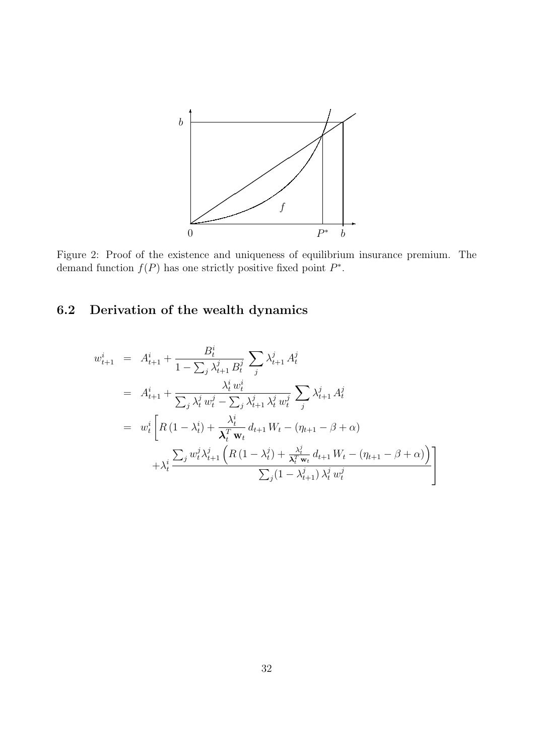Figure 2: Proof of the existence and uniqueness of equilibrium insurance premium. The demand function $f(P)$ has one strictly positive fixed point $P^*$.

### 6.2 Derivation of the wealth dynamics

$$
\begin{aligned}
w^i_{t+1} &= A^i_{t+1} + \frac{B^i_t}{1 - \sum_j \lambda^j_{t+1} B^j_t} \sum_j \lambda^j_{t+1} A^j_t \\
&= A^i_{t+1} + \frac{\lambda^i_t w^i_t}{\sum_j \lambda^j_t w^j_t - \sum_j \lambda^j_{t+1} \lambda^j_t w^j_t} \sum_j \lambda^j_{t+1} A^j_t \\
&= w^i_t \Bigg[ R\,(1-\lambda^i_t) + \frac{\lambda^i_t}{\boldsymbol{\lambda}^T_t \, \mathbf{w}_t} \, d_{t+1} \, W_t - (\eta_{t+1} - \beta + \alpha) \\
&\qquad + \lambda^i_t \frac{\sum_j w^j_t \lambda^j_{t+1} \left( R\,(1-\lambda^j_t) + \frac{\lambda^j_t}{\boldsymbol{\lambda}^T_t \, \mathbf{w}_t} \, d_{t+1} \, W_t - (\eta_{t+1} - \beta + \alpha) \right)}{\sum_j (1 - \lambda^j_{t+1}) \, \lambda^j_t \, w^j_t} \Bigg]
\end{aligned}
$$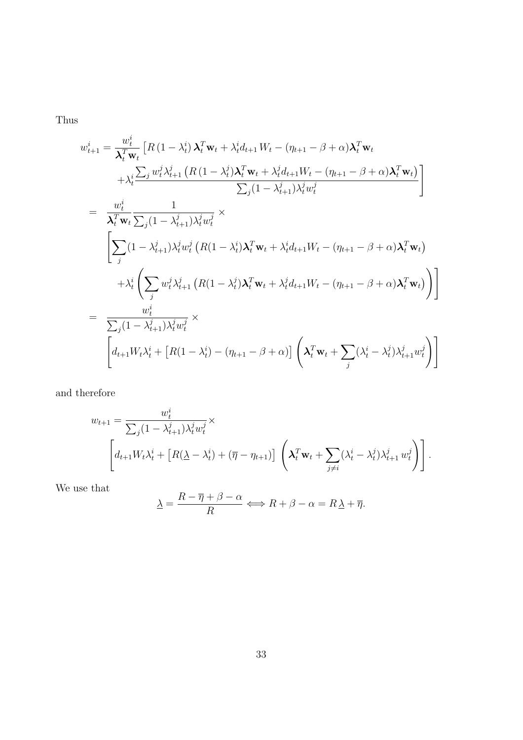Thus

$$
\begin{aligned}
w_{t+1}^i &= \frac{w_t^i}{\boldsymbol{\lambda}_t^T \mathbf{w}_t} \Big[ R\left(1-\lambda_t^i\right) \boldsymbol{\lambda}_t^T \mathbf{w}_t + \lambda_t^i d_{t+1} W_t - (\eta_{t+1} - \beta + \alpha) \boldsymbol{\lambda}_t^T \mathbf{w}_t \\
&\quad + \lambda_t^i \frac{\sum_j w_t^j \lambda_{t+1}^j \left( R\left(1-\lambda_t^j\right) \boldsymbol{\lambda}_t^T \mathbf{w}_t + \lambda_t^j d_{t+1} W_t - (\eta_{t+1} - \beta + \alpha) \boldsymbol{\lambda}_t^T \mathbf{w}_t \right)}{\sum_j (1-\lambda_{t+1}^j) \lambda_t^j w_t^j} \Bigg] \\
&= \frac{w_t^i}{\boldsymbol{\lambda}_t^T \mathbf{w}_t} \frac{1}{\sum_j (1-\lambda_{t+1}^j)\lambda_t^j w_t^j} \times \\
&\quad \Bigg[ \sum_j (1-\lambda_{t+1}^j) \lambda_t^j w_t^j \left( R(1-\lambda_t^i) \boldsymbol{\lambda}_t^T \mathbf{w}_t + \lambda_t^i d_{t+1} W_t - (\eta_{t+1} - \beta + \alpha) \boldsymbol{\lambda}_t^T \mathbf{w}_t \right) \\
&\quad + \lambda_t^i \left( \sum_j w_t^j \lambda_{t+1}^j \left( R(1-\lambda_t^j) \boldsymbol{\lambda}_t^T \mathbf{w}_t + \lambda_t^j d_{t+1} W_t - (\eta_{t+1} - \beta + \alpha) \boldsymbol{\lambda}_t^T \mathbf{w}_t \right) \right) \Bigg] \\
&= \frac{w_t^i}{\sum_j (1-\lambda_{t+1}^j)\lambda_t^j w_t^j} \times \\
&\quad \left[ d_{t+1} W_t \lambda_t^i + \left[ R(1-\lambda_t^i) - (\eta_{t+1} - \beta + \alpha) \right] \left( \boldsymbol{\lambda}_t^T \mathbf{w}_t + \sum_j (\lambda_t^i - \lambda_t^j) \lambda_{t+1}^j w_t^j \right) \right]
\end{aligned}
$$

and therefore

$$
\begin{aligned}
w_{t+1} &= \frac{w_t^i}{\sum_j (1-\lambda_{t+1}^j)\lambda_t^j w_t^j} \times \\
&\quad \left[ d_{t+1} W_t \lambda_t^i + \left[ R(\underline{\lambda} - \lambda_t^i) + (\overline{\eta} - \eta_{t+1}) \right] \left( \boldsymbol{\lambda}_t^T \mathbf{w}_t + \sum_{j \neq i} (\lambda_t^i - \lambda_t^j) \lambda_{t+1}^j \, w_t^j \right) \right].
\end{aligned}
$$

We use that

$$
\underline{\lambda} = \frac{R - \overline{\eta} + \beta - \alpha}{R} \iff R + \beta - \alpha = R \, \underline{\lambda} + \overline{\eta}.
$$